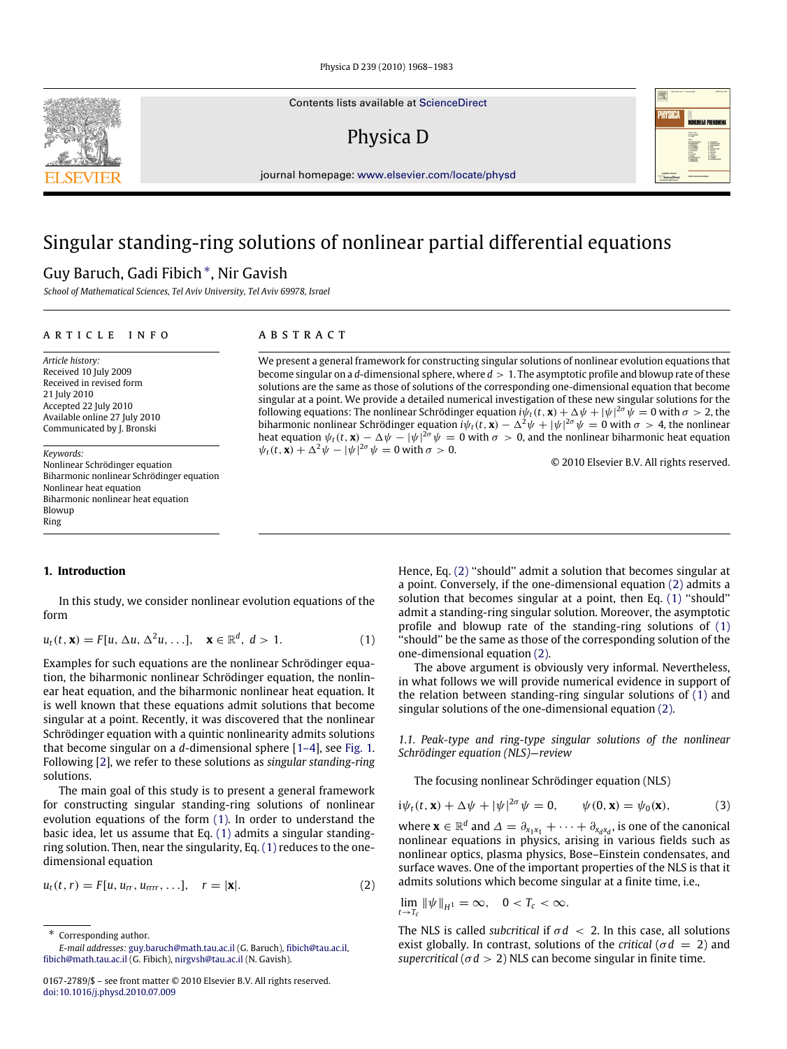# Singular standing-ring solutions of nonlinear partial differential equations

Guy Baruch, Gadi Fibich *, Nir Gavish

*School of Mathematical Sciences, Tel Aviv University, Tel Aviv 69978, Israel*

## ARTICLE INFO

*Article history:*
Received 10 July 2009
Received in revised form
21 July 2010
Accepted 22 July 2010
Available online 27 July 2010
Communicated by J. Bronski

*Keywords:*
Nonlinear Schrödinger equation
Biharmonic nonlinear Schrödinger equation
Nonlinear heat equation
Biharmonic nonlinear heat equation
Blowup
Ring

## ABSTRACT

We present a general framework for constructing singular solutions of nonlinear evolution equations that become singular on a $d$-dimensional sphere, where $d > 1$. The asymptotic profile and blowup rate of these solutions are the same as those of solutions of the corresponding one-dimensional equation that become singular at a point. We provide a detailed numerical investigation of these new singular solutions for the following equations: The nonlinear Schrödinger equation $i\psi_t(t, \mathbf{x}) + \Delta\psi + |\psi|^{2\sigma}\psi = 0$ with $\sigma > 2$, the biharmonic nonlinear Schrödinger equation $i\psi_t(t, \mathbf{x}) - \Delta^2\psi + |\psi|^{2\sigma}\psi = 0$ with $\sigma > 4$, the nonlinear heat equation $\psi_t(t, \mathbf{x}) - \Delta\psi - |\psi|^{2\sigma}\psi = 0$ with $\sigma > 0$, and the nonlinear biharmonic heat equation $\psi_t(t, \mathbf{x}) + \Delta^2\psi - |\psi|^{2\sigma}\psi = 0$ with $\sigma > 0$.

© 2010 Elsevier B.V. All rights reserved.

## 1. Introduction

In this study, we consider nonlinear evolution equations of the form

$$u_t(t, \mathbf{x}) = F[u, \Delta u, \Delta^2 u, \ldots], \quad \mathbf{x} \in \mathbb{R}^d, \ d > 1. \tag{1}$$

Examples for such equations are the nonlinear Schrödinger equation, the biharmonic nonlinear Schrödinger equation, the nonlinear heat equation, and the biharmonic nonlinear heat equation. It is well known that these equations admit solutions that become singular at a point. Recently, it was discovered that the nonlinear Schrödinger equation with a quintic nonlinearity admits solutions that become singular on a $d$-dimensional sphere [1–4], see Fig. 1. Following [2], we refer to these solutions as *singular standing-ring* solutions.

The main goal of this study is to present a general framework for constructing singular standing-ring solutions of nonlinear evolution equations of the form (1). In order to understand the basic idea, let us assume that Eq. (1) admits a singular standing-ring solution. Then, near the singularity, Eq. (1) reduces to the one-dimensional equation

$$u_t(t, r) = F[u, u_{rr}, u_{rrrr}, \ldots], \quad r = |\mathbf{x}|. \tag{2}$$

Hence, Eq. (2) "should" admit a solution that becomes singular at a point. Conversely, if the one-dimensional equation (2) admits a solution that becomes singular at a point, then Eq. (1) "should" admit a standing-ring singular solution. Moreover, the asymptotic profile and blowup rate of the standing-ring solutions of (1) "should" be the same as those of the corresponding solution of the one-dimensional equation (2).

The above argument is obviously very informal. Nevertheless, in what follows we will provide numerical evidence in support of the relation between standing-ring singular solutions of (1) and singular solutions of the one-dimensional equation (2).

### 1.1. Peak-type and ring-type singular solutions of the nonlinear Schrödinger equation (NLS)—review

The focusing nonlinear Schrödinger equation (NLS)

$$i\psi_t(t, \mathbf{x}) + \Delta\psi + |\psi|^{2\sigma}\psi = 0, \qquad \psi(0, \mathbf{x}) = \psi_0(\mathbf{x}), \tag{3}$$

where $\mathbf{x} \in \mathbb{R}^d$ and $\Delta = \partial_{x_1x_1} + \cdots + \partial_{x_dx_d}$, is one of the canonical nonlinear equations in physics, arising in various fields such as nonlinear optics, plasma physics, Bose–Einstein condensates, and surface waves. One of the important properties of the NLS is that it admits solutions which become singular at a finite time, i.e.,

$$\lim_{t \to T_c} \|\psi\|_{H^1} = \infty, \quad 0 < T_c < \infty.$$

The NLS is called *subcritical* if $\sigma d < 2$. In this case, all solutions exist globally. In contrast, solutions of the *critical* ($\sigma d = 2$) and *supercritical* ($\sigma d > 2$) NLS can become singular in finite time.

* Corresponding author.
*E-mail addresses:* guy.baruch@math.tau.ac.il (G. Baruch), fibich@tau.ac.il, fibich@math.tau.ac.il (G. Fibich), nirgvsh@tau.ac.il (N. Gavish).

0167-2789/$ – see front matter © 2010 Elsevier B.V. All rights reserved.
doi:10.1016/j.physd.2010.07.009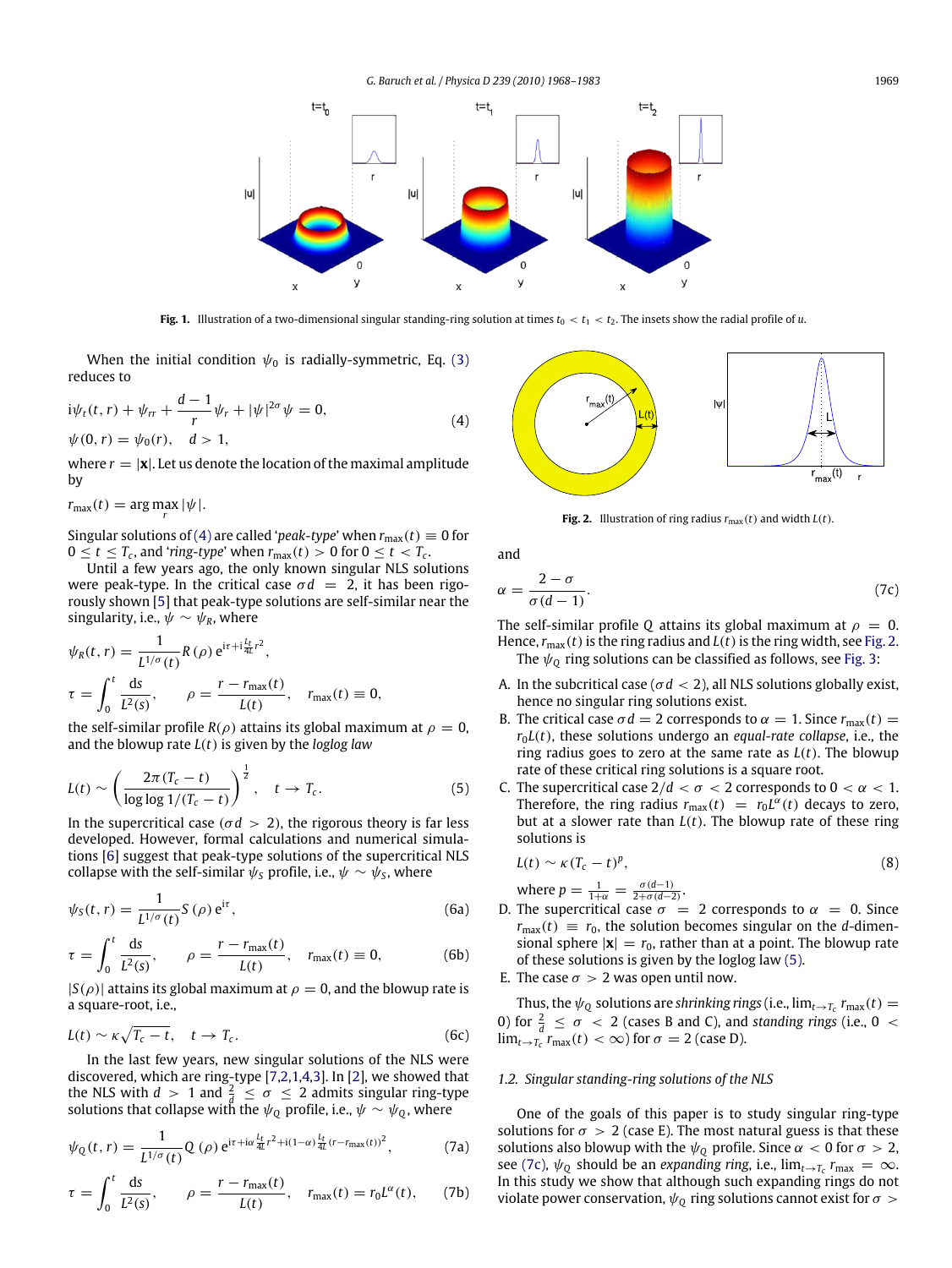Fig. 1. Illustration of a two-dimensional singular standing-ring solution at times $t_0 < t_1 < t_2$. The insets show the radial profile of $u$.

When the initial condition $\psi_0$ is radially-symmetric, Eq. (3) reduces to

$$i\psi_t(t,r) + \psi_{rr} + \frac{d-1}{r}\psi_r + |\psi|^{2\sigma}\psi = 0, \qquad \psi(0,r) = \psi_0(r), \quad d > 1, \tag{4}$$

where $r = |\mathbf{x}|$. Let us denote the location of the maximal amplitude by

$$r_{\max}(t) = \arg\max_r |\psi|.$$

Singular solutions of (4) are called '*peak-type*' when $r_{\max}(t) \equiv 0$ for $0 \le t \le T_c$, and '*ring-type*' when $r_{\max}(t) > 0$ for $0 \le t < T_c$.

Until a few years ago, the only known singular NLS solutions were peak-type. In the critical case $\sigma d = 2$, it has been rigorously shown [5] that peak-type solutions are self-similar near the singularity, i.e., $\psi \sim \psi_R$, where

$$\psi_R(t,r) = \frac{1}{L^{1/\sigma}(t)} R(\rho)\, e^{i\tau + i\frac{L_t}{4L}r^2},$$

$$\tau = \int_0^t \frac{ds}{L^2(s)}, \qquad \rho = \frac{r - r_{\max}(t)}{L(t)}, \qquad r_{\max}(t) \equiv 0,$$

the self-similar profile $R(\rho)$ attains its global maximum at $\rho = 0$, and the blowup rate $L(t)$ is given by the *loglog law*

$$L(t) \sim \left(\frac{2\pi(T_c - t)}{\log\log 1/(T_c - t)}\right)^{\frac{1}{2}}, \qquad t \to T_c. \tag{5}$$

In the supercritical case ($\sigma d > 2$), the rigorous theory is far less developed. However, formal calculations and numerical simulations [6] suggest that peak-type solutions of the supercritical NLS collapse with the self-similar $\psi_S$ profile, i.e., $\psi \sim \psi_S$, where

$$\psi_S(t,r) = \frac{1}{L^{1/\sigma}(t)} S(\rho)\, e^{i\tau}, \tag{6a}$$

$$\tau = \int_0^t \frac{ds}{L^2(s)}, \qquad \rho = \frac{r - r_{\max}(t)}{L(t)}, \qquad r_{\max}(t) \equiv 0, \tag{6b}$$

$|S(\rho)|$ attains its global maximum at $\rho = 0$, and the blowup rate is a square-root, i.e.,

$$L(t) \sim \kappa\sqrt{T_c - t}, \qquad t \to T_c. \tag{6c}$$

In the last few years, new singular solutions of the NLS were discovered, which are ring-type [7,2,1,4,3]. In [2], we showed that the NLS with $d > 1$ and $\frac{2}{d} \le \sigma \le 2$ admits singular ring-type solutions that collapse with the $\psi_Q$ profile, i.e., $\psi \sim \psi_Q$, where

$$\psi_Q(t,r) = \frac{1}{L^{1/\sigma}(t)} Q(\rho)\, e^{i\tau + i\alpha\frac{L_t}{4L}r^2 + i(1-\alpha)\frac{L_t}{4L}(r - r_{\max}(t))^2}, \tag{7a}$$

$$\tau = \int_0^t \frac{ds}{L^2(s)}, \qquad \rho = \frac{r - r_{\max}(t)}{L(t)}, \qquad r_{\max}(t) = r_0 L^{\alpha}(t), \tag{7b}$$

Fig. 2. Illustration of ring radius $r_{\max}(t)$ and width $L(t)$.

and

$$\alpha = \frac{2 - \sigma}{\sigma(d-1)}. \tag{7c}$$

The self-similar profile $Q$ attains its global maximum at $\rho = 0$. Hence, $r_{\max}(t)$ is the ring radius and $L(t)$ is the ring width, see Fig. 2.

The $\psi_Q$ ring solutions can be classified as follows, see Fig. 3:

A. In the subcritical case ($\sigma d < 2$), all NLS solutions globally exist, hence no singular ring solutions exist.

B. The critical case $\sigma d = 2$ corresponds to $\alpha = 1$. Since $r_{\max}(t) = r_0 L(t)$, these solutions undergo an *equal-rate collapse*, i.e., the ring radius goes to zero at the same rate as $L(t)$. The blowup rate of these critical ring solutions is a square root.

C. The supercritical case $2/d < \sigma < 2$ corresponds to $0 < \alpha < 1$. Therefore, the ring radius $r_{\max}(t) = r_0 L^{\alpha}(t)$ decays to zero, but at a slower rate than $L(t)$. The blowup rate of these ring solutions is

$$L(t) \sim \kappa(T_c - t)^p, \tag{8}$$

where $p = \frac{1}{1+\alpha} = \frac{\sigma(d-1)}{2+\sigma(d-2)}$.

D. The supercritical case $\sigma = 2$ corresponds to $\alpha = 0$. Since $r_{\max}(t) \equiv r_0$, the solution becomes singular on the $d$-dimensional sphere $|\mathbf{x}| = r_0$, rather than at a point. The blowup rate of these solutions is given by the loglog law (5).

E. The case $\sigma > 2$ was open until now.

Thus, the $\psi_Q$ solutions are *shrinking rings* (i.e., $\lim_{t\to T_c} r_{\max}(t) = 0$) for $\frac{2}{d} \le \sigma < 2$ (cases B and C), and *standing rings* (i.e., $0 < \lim_{t\to T_c} r_{\max}(t) < \infty$) for $\sigma = 2$ (case D).

### 1.2. Singular standing-ring solutions of the NLS

One of the goals of this paper is to study singular ring-type solutions for $\sigma > 2$ (case E). The most natural guess is that these solutions also blowup with the $\psi_Q$ profile. Since $\alpha < 0$ for $\sigma > 2$, see (7c), $\psi_Q$ should be an *expanding ring*, i.e., $\lim_{t\to T_c} r_{\max} = \infty$. In this study we show that although such expanding rings do not violate power conservation, $\psi_Q$ ring solutions cannot exist for $\sigma >$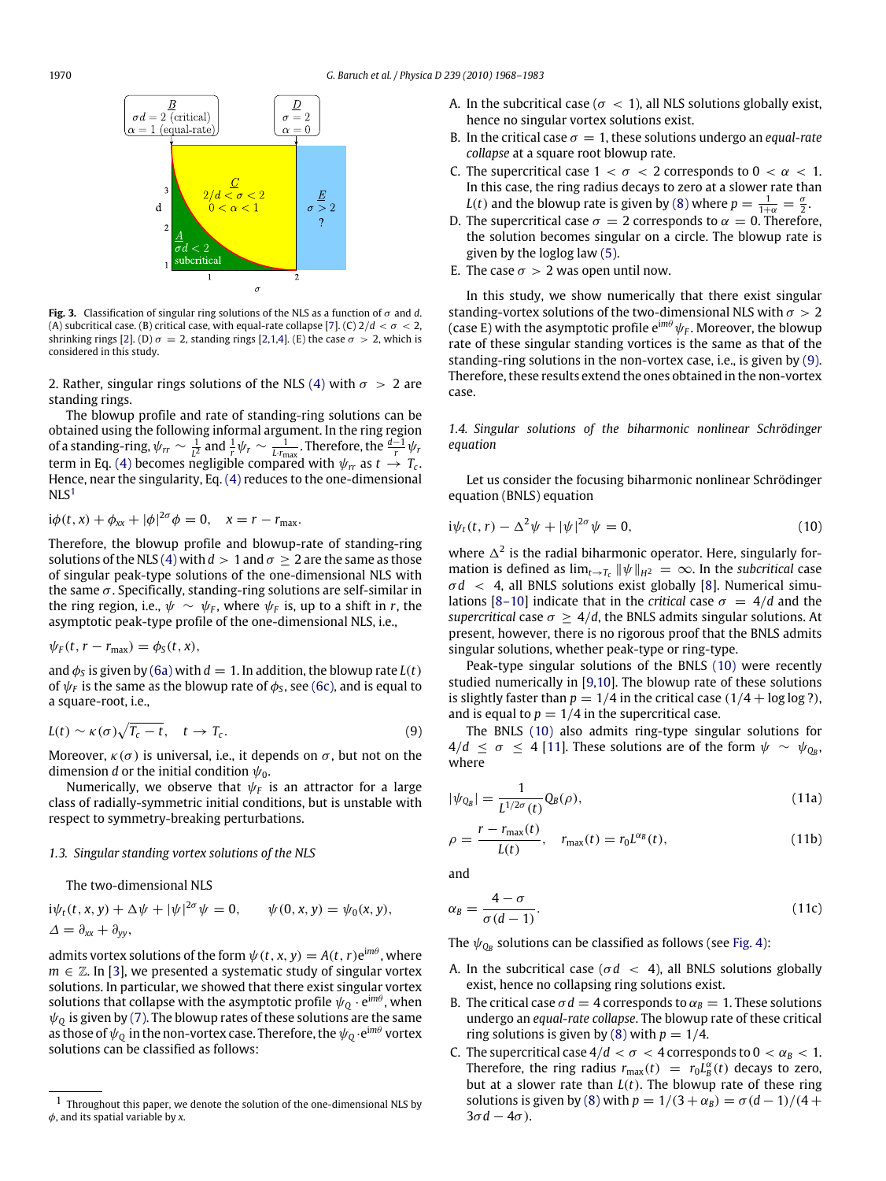**Fig. 3.** Classification of singular ring solutions of the NLS as a function of $\sigma$ and $d$. (A) subcritical case. (B) critical case, with equal-rate collapse [7]. (C) $2/d < \sigma < 2$, shrinking rings [2]. (D) $\sigma = 2$, standing rings [2,1,4]. (E) the case $\sigma > 2$, which is considered in this study.

2. Rather, singular rings solutions of the NLS (4) with $\sigma > 2$ are standing rings.

The blowup profile and rate of standing-ring solutions can be obtained using the following informal argument. In the ring region of a standing-ring, $\psi_{rr} \sim \frac{1}{L^2}$ and $\frac{1}{r}\psi_r \sim \frac{1}{L \cdot r_{\max}}$. Therefore, the $\frac{d-1}{r}\psi_r$ term in Eq. (4) becomes negligible compared with $\psi_{rr}$ as $t \to T_c$. Hence, near the singularity, Eq. (4) reduces to the one-dimensional NLS[1]

$$i\phi(t,x) + \phi_{xx} + |\phi|^{2\sigma}\phi = 0, \quad x = r - r_{\max}.$$

Therefore, the blowup profile and blowup-rate of standing-ring solutions of the NLS (4) with $d > 1$ and $\sigma \geq 2$ are the same as those of singular peak-type solutions of the one-dimensional NLS with the same $\sigma$. Specifically, standing-ring solutions are self-similar in the ring region, i.e., $\psi \sim \psi_F$, where $\psi_F$ is, up to a shift in $r$, the asymptotic peak-type profile of the one-dimensional NLS, i.e.,

$$\psi_F(t, r - r_{\max}) = \phi_S(t, x),$$

and $\phi_S$ is given by (6a) with $d = 1$. In addition, the blowup rate $L(t)$ of $\psi_F$ is the same as the blowup rate of $\phi_S$, see (6c), and is equal to a square-root, i.e.,

$$L(t) \sim \kappa(\sigma)\sqrt{T_c - t}, \quad t \to T_c. \tag{9}$$

Moreover, $\kappa(\sigma)$ is universal, i.e., it depends on $\sigma$, but not on the dimension $d$ or the initial condition $\psi_0$.

Numerically, we observe that $\psi_F$ is an attractor for a large class of radially-symmetric initial conditions, but is unstable with respect to symmetry-breaking perturbations.

### 1.3. Singular standing vortex solutions of the NLS

The two-dimensional NLS

$$i\psi_t(t,x,y) + \Delta\psi + |\psi|^{2\sigma}\psi = 0, \qquad \psi(0,x,y) = \psi_0(x,y),$$
$$\Delta = \partial_{xx} + \partial_{yy},$$

admits vortex solutions of the form $\psi(t,x,y) = A(t,r)e^{im\theta}$, where $m \in \mathbb{Z}$. In [3], we presented a systematic study of singular vortex solutions. In particular, we showed that there exist singular vortex solutions that collapse with the asymptotic profile $\psi_Q \cdot e^{im\theta}$, when $\psi_Q$ is given by (7). The blowup rates of these solutions are the same as those of $\psi_Q$ in the non-vortex case. Therefore, the $\psi_Q \cdot e^{im\theta}$ vortex solutions can be classified as follows:

A. In the subcritical case ($\sigma < 1$), all NLS solutions globally exist, hence no singular vortex solutions exist.

B. In the critical case $\sigma = 1$, these solutions undergo an *equal-rate collapse* at a square root blowup rate.

C. The supercritical case $1 < \sigma < 2$ corresponds to $0 < \alpha < 1$. In this case, the ring radius decays to zero at a slower rate than $L(t)$ and the blowup rate is given by (8) where $p = \frac{1}{1+\alpha} = \frac{\sigma}{2}$.

D. The supercritical case $\sigma = 2$ corresponds to $\alpha = 0$. Therefore, the solution becomes singular on a circle. The blowup rate is given by the loglog law (5).

E. The case $\sigma > 2$ was open until now.

In this study, we show numerically that there exist singular standing-vortex solutions of the two-dimensional NLS with $\sigma > 2$ (case E) with the asymptotic profile $e^{im\theta}\psi_F$. Moreover, the blowup rate of these singular standing vortices is the same as that of the standing-ring solutions in the non-vortex case, i.e., is given by (9). Therefore, these results extend the ones obtained in the non-vortex case.

### 1.4. Singular solutions of the biharmonic nonlinear Schrödinger equation

Let us consider the focusing biharmonic nonlinear Schrödinger equation (BNLS) equation

$$i\psi_t(t,r) - \Delta^2\psi + |\psi|^{2\sigma}\psi = 0, \tag{10}$$

where $\Delta^2$ is the radial biharmonic operator. Here, singularly formation is defined as $\lim_{t\to T_c} \|\psi\|_{H^2} = \infty$. In the *subcritical* case $\sigma d < 4$, all BNLS solutions exist globally [8]. Numerical simulations [8–10] indicate that in the *critical* case $\sigma = 4/d$ and the *supercritical* case $\sigma \geq 4/d$, the BNLS admits singular solutions. At present, however, there is no rigorous proof that the BNLS admits singular solutions, whether peak-type or ring-type.

Peak-type singular solutions of the BNLS (10) were recently studied numerically in [9,10]. The blowup rate of these solutions is slightly faster than $p = 1/4$ in the critical case ($1/4 + \log\log ?$), and is equal to $p = 1/4$ in the supercritical case.

The BNLS (10) also admits ring-type singular solutions for $4/d \leq \sigma \leq 4$ [11]. These solutions are of the form $\psi \sim \psi_{Q_B}$, where

$$|\psi_{Q_B}| = \frac{1}{L^{1/2\sigma}(t)} Q_B(\rho), \tag{11a}$$

$$\rho = \frac{r - r_{\max}(t)}{L(t)}, \quad r_{\max}(t) = r_0 L^{\alpha_B}(t), \tag{11b}$$

and

$$\alpha_B = \frac{4 - \sigma}{\sigma(d-1)}. \tag{11c}$$

The $\psi_{Q_B}$ solutions can be classified as follows (see Fig. 4):

A. In the subcritical case ($\sigma d < 4$), all BNLS solutions globally exist, hence no collapsing ring solutions exist.

B. The critical case $\sigma d = 4$ corresponds to $\alpha_B = 1$. These solutions undergo an *equal-rate collapse*. The blowup rate of these critical ring solutions is given by (8) with $p = 1/4$.

C. The supercritical case $4/d < \sigma < 4$ corresponds to $0 < \alpha_B < 1$. Therefore, the ring radius $r_{\max}(t) = r_0 L_B^{\alpha}(t)$ decays to zero, but at a slower rate than $L(t)$. The blowup rate of these ring solutions is given by (8) with $p = 1/(3 + \alpha_B) = \sigma(d-1)/(4 + 3\sigma d - 4\sigma)$.

[1] Throughout this paper, we denote the solution of the one-dimensional NLS by $\phi$, and its spatial variable by $x$.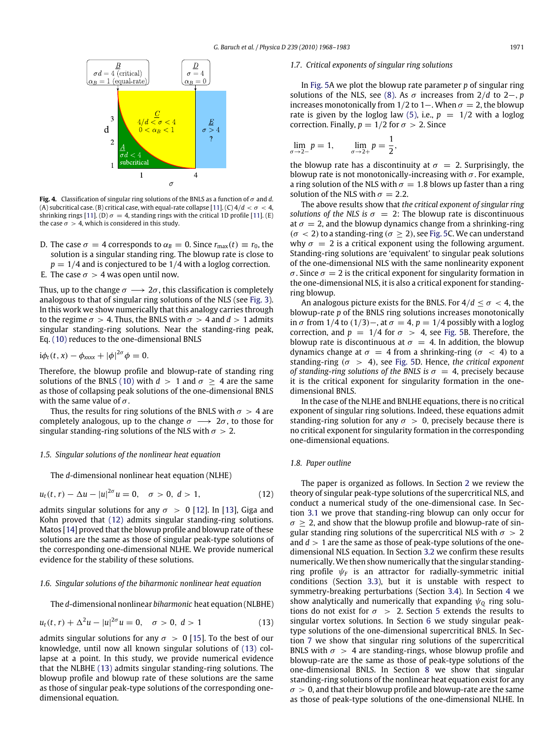**Fig. 4.** Classification of singular ring solutions of the BNLS as a function of $\sigma$ and $d$. (A) subcritical case. (B) critical case, with equal-rate collapse [11]. (C) $4/d < \sigma < 4$, shrinking rings [11]. (D) $\sigma = 4$, standing rings with the critical 1D profile [11]. (E) the case $\sigma > 4$, which is considered in this study.

D. The case $\sigma = 4$ corresponds to $\alpha_B = 0$. Since $r_{\max}(t) \equiv r_0$, the solution is a singular standing ring. The blowup rate is close to $p = 1/4$ and is conjectured to be $1/4$ with a loglog correction.

E. The case $\sigma > 4$ was open until now.

Thus, up to the change $\sigma \longrightarrow 2\sigma$, this classification is completely analogous to that of singular ring solutions of the NLS (see Fig. 3). In this work we show numerically that this analogy carries through to the regime $\sigma > 4$. Thus, the BNLS with $\sigma > 4$ and $d > 1$ admits singular standing-ring solutions. Near the standing-ring peak, Eq. (10) reduces to the one-dimensional BNLS

$$i\phi_t(t,x) - \phi_{xxxx} + |\phi|^{2\sigma}\phi = 0.$$

Therefore, the blowup profile and blowup-rate of standing ring solutions of the BNLS (10) with $d > 1$ and $\sigma \geq 4$ are the same as those of collapsing peak solutions of the one-dimensional BNLS with the same value of $\sigma$.

Thus, the results for ring solutions of the BNLS with $\sigma > 4$ are completely analogous, up to the change $\sigma \longrightarrow 2\sigma$, to those for singular standing-ring solutions of the NLS with $\sigma > 2$.

### 1.5. Singular solutions of the nonlinear heat equation

The $d$-dimensional nonlinear heat equation (NLHE)

$$u_t(t,r) - \Delta u - |u|^{2\sigma}u = 0, \quad \sigma > 0, \ d > 1, \tag{12}$$

admits singular solutions for any $\sigma > 0$ [12]. In [13], Giga and Kohn proved that (12) admits singular standing-ring solutions. Matos [14] proved that the blowup profile and blowup rate of these solutions are the same as those of singular peak-type solutions of the corresponding one-dimensional NLHE. We provide numerical evidence for the stability of these solutions.

### 1.6. Singular solutions of the biharmonic nonlinear heat equation

The $d$-dimensional nonlinear *biharmonic* heat equation (NLBHE)

$$u_t(t,r) + \Delta^2 u - |u|^{2\sigma}u = 0, \quad \sigma > 0, \ d > 1 \tag{13}$$

admits singular solutions for any $\sigma > 0$ [15]. To the best of our knowledge, until now all known singular solutions of (13) collapse at a point. In this study, we provide numerical evidence that the NLBHE (13) admits singular standing-ring solutions. The blowup profile and blowup rate of these solutions are the same as those of singular peak-type solutions of the corresponding one-dimensional equation.

### 1.7. Critical exponents of singular ring solutions

In Fig. 5A we plot the blowup rate parameter $p$ of singular ring solutions of the NLS, see (8). As $\sigma$ increases from $2/d$ to $2-$, $p$ increases monotonically from $1/2$ to $1-$. When $\sigma = 2$, the blowup rate is given by the loglog law (5), i.e., $p = 1/2$ with a loglog correction. Finally, $p = 1/2$ for $\sigma > 2$. Since

$$\lim_{\sigma \to 2-} p = 1, \qquad \lim_{\sigma \to 2+} p = \frac{1}{2},$$

the blowup rate has a discontinuity at $\sigma = 2$. Surprisingly, the blowup rate is not monotonically-increasing with $\sigma$. For example, a ring solution of the NLS with $\sigma = 1.8$ blows up faster than a ring solution of the NLS with $\sigma = 2.2$.

The above results show that *the critical exponent of singular ring solutions of the NLS is* $\sigma = 2$: The blowup rate is discontinuous at $\sigma = 2$, and the blowup dynamics change from a shrinking-ring ($\sigma < 2$) to a standing-ring ($\sigma \geq 2$), see Fig. 5C. We can understand why $\sigma = 2$ is a critical exponent using the following argument. Standing-ring solutions are 'equivalent' to singular peak solutions of the one-dimensional NLS with the same nonlinearity exponent $\sigma$. Since $\sigma = 2$ is the critical exponent for singularity formation in the one-dimensional NLS, it is also a critical exponent for standing-ring blowup.

An analogous picture exists for the BNLS. For $4/d \leq \sigma < 4$, the blowup-rate $p$ of the BNLS ring solutions increases monotonically in $\sigma$ from $1/4$ to $(1/3)-$, at $\sigma = 4$, $p = 1/4$ possibly with a loglog correction, and $p = 1/4$ for $\sigma > 4$, see Fig. 5B. Therefore, the blowup rate is discontinuous at $\sigma = 4$. In addition, the blowup dynamics change at $\sigma = 4$ from a shrinking-ring ($\sigma < 4$) to a standing-ring ($\sigma > 4$), see Fig. 5D. Hence, *the critical exponent of standing-ring solutions of the BNLS is* $\sigma = 4$, precisely because it is the critical exponent for singularity formation in the one-dimensional BNLS.

In the case of the NLHE and BNLHE equations, there is no critical exponent of singular ring solutions. Indeed, these equations admit standing-ring solution for any $\sigma > 0$, precisely because there is no critical exponent for singularity formation in the corresponding one-dimensional equations.

### 1.8. Paper outline

The paper is organized as follows. In Section 2 we review the theory of singular peak-type solutions of the supercritical NLS, and conduct a numerical study of the one-dimensional case. In Section 3.1 we prove that standing-ring blowup can only occur for $\sigma \geq 2$, and show that the blowup profile and blowup-rate of singular standing ring solutions of the supercritical NLS with $\sigma > 2$ and $d > 1$ are the same as those of peak-type solutions of the one-dimensional NLS equation. In Section 3.2 we confirm these results numerically. We then show numerically that the singular standing-ring profile $\psi_F$ is an attractor for radially-symmetric initial conditions (Section 3.3), but it is unstable with respect to symmetry-breaking perturbations (Section 3.4). In Section 4 we show analytically and numerically that expanding $\psi_Q$ ring solutions do not exist for $\sigma > 2$. Section 5 extends the results to singular vortex solutions. In Section 6 we study singular peak-type solutions of the one-dimensional supercritical BNLS. In Section 7 we show that singular ring solutions of the supercritical BNLS with $\sigma > 4$ are standing-rings, whose blowup profile and blowup-rate are the same as those of peak-type solutions of the one-dimensional BNLS. In Section 8 we show that singular standing-ring solutions of the nonlinear heat equation exist for any $\sigma > 0$, and that their blowup profile and blowup-rate are the same as those of peak-type solutions of the one-dimensional NLHE. In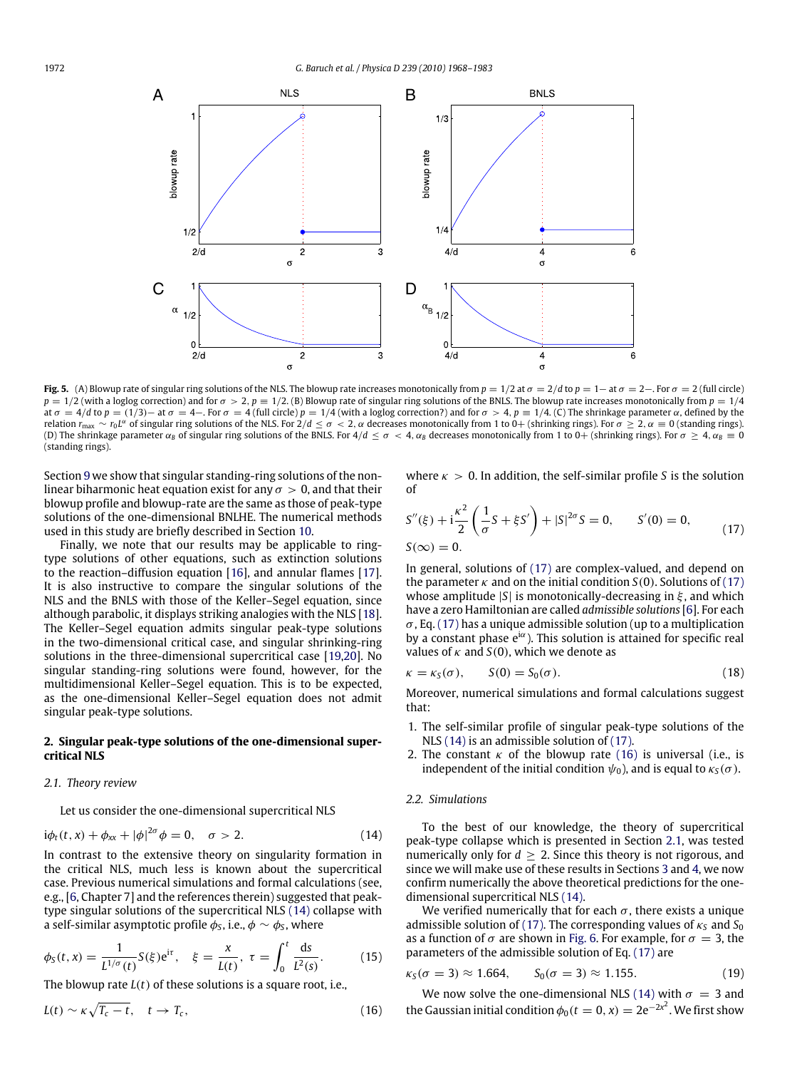**Fig. 5.** (A) Blowup rate of singular ring solutions of the NLS. The blowup rate increases monotonically from $p = 1/2$ at $\sigma = 2/d$ to $p = 1-$ at $\sigma = 2-$. For $\sigma = 2$ (full circle) $p = 1/2$ (with a loglog correction) and for $\sigma > 2$, $p \equiv 1/2$. (B) Blowup rate of singular ring solutions of the BNLS. The blowup rate increases monotonically from $p = 1/4$ at $\sigma = 4/d$ to $p = (1/3)-$ at $\sigma = 4-$. For $\sigma = 4$ (full circle) $p = 1/4$ (with a loglog correction?) and for $\sigma > 4$, $p \equiv 1/4$. (C) The shrinkage parameter $\alpha$, defined by the relation $r_{\max} \sim r_0 L^{\alpha}$ of singular ring solutions of the NLS. For $2/d \le \sigma < 2$, $\alpha$ decreases monotonically from 1 to 0+ (shrinking rings). For $\sigma \ge 2$, $\alpha \equiv 0$ (standing rings). (D) The shrinkage parameter $\alpha_B$ of singular ring solutions of the BNLS. For $4/d \le \sigma < 4$, $\alpha_B$ decreases monotonically from 1 to 0+ (shrinking rings). For $\sigma \ge 4$, $\alpha_B \equiv 0$ (standing rings).

Section 9 we show that singular standing-ring solutions of the nonlinear biharmonic heat equation exist for any $\sigma > 0$, and that their blowup profile and blowup-rate are the same as those of peak-type solutions of the one-dimensional BNLHE. The numerical methods used in this study are briefly described in Section 10.

Finally, we note that our results may be applicable to ring-type solutions of other equations, such as extinction solutions to the reaction–diffusion equation [16], and annular flames [17]. It is also instructive to compare the singular solutions of the NLS and the BNLS with those of the Keller–Segel equation, since although parabolic, it displays striking analogies with the NLS [18]. The Keller–Segel equation admits singular peak-type solutions in the two-dimensional critical case, and singular shrinking-ring solutions in the three-dimensional supercritical case [19,20]. No singular standing-ring solutions were found, however, for the multidimensional Keller–Segel equation. This is to be expected, as the one-dimensional Keller–Segel equation does not admit singular peak-type solutions.

## 2. Singular peak-type solutions of the one-dimensional supercritical NLS

### 2.1. Theory review

Let us consider the one-dimensional supercritical NLS

$$i\phi_t(t,x) + \phi_{xx} + |\phi|^{2\sigma}\phi = 0, \quad \sigma > 2. \tag{14}$$

In contrast to the extensive theory on singularity formation in the critical NLS, much less is known about the supercritical case. Previous numerical simulations and formal calculations (see, e.g., [6, Chapter 7] and the references therein) suggested that peak-type singular solutions of the supercritical NLS (14) collapse with a self-similar asymptotic profile $\phi_S$, i.e., $\phi \sim \phi_S$, where

$$\phi_S(t,x) = \frac{1}{L^{1/\sigma}(t)} S(\xi) e^{i\tau}, \quad \xi = \frac{x}{L(t)}, \ \tau = \int_0^t \frac{ds}{L^2(s)}. \tag{15}$$

The blowup rate $L(t)$ of these solutions is a square root, i.e.,

$$L(t) \sim \kappa\sqrt{T_c - t}, \quad t \to T_c, \tag{16}$$

where $\kappa > 0$. In addition, the self-similar profile $S$ is the solution of

$$S''(\xi) + i\frac{\kappa^2}{2}\left(\frac{1}{\sigma}S + \xi S'\right) + |S|^{2\sigma}S = 0, \qquad S'(0) = 0, \tag{17}$$
$$S(\infty) = 0.$$

In general, solutions of (17) are complex-valued, and depend on the parameter $\kappa$ and on the initial condition $S(0)$. Solutions of (17) whose amplitude $|S|$ is monotonically-decreasing in $\xi$, and which have a zero Hamiltonian are called *admissible solutions* [6]. For each $\sigma$, Eq. (17) has a unique admissible solution (up to a multiplication by a constant phase $e^{i\alpha}$). This solution is attained for specific real values of $\kappa$ and $S(0)$, which we denote as

$$\kappa = \kappa_S(\sigma), \qquad S(0) = S_0(\sigma). \tag{18}$$

Moreover, numerical simulations and formal calculations suggest that:

1. The self-similar profile of singular peak-type solutions of the NLS (14) is an admissible solution of (17).
2. The constant $\kappa$ of the blowup rate (16) is universal (i.e., is independent of the initial condition $\psi_0$), and is equal to $\kappa_S(\sigma)$.

### 2.2. Simulations

To the best of our knowledge, the theory of supercritical peak-type collapse which is presented in Section 2.1, was tested numerically only for $d \ge 2$. Since this theory is not rigorous, and since we will make use of these results in Sections 3 and 4, we now confirm numerically the above theoretical predictions for the one-dimensional supercritical NLS (14).

We verified numerically that for each $\sigma$, there exists a unique admissible solution of (17). The corresponding values of $\kappa_S$ and $S_0$ as a function of $\sigma$ are shown in Fig. 6. For example, for $\sigma = 3$, the parameters of the admissible solution of Eq. (17) are

$$\kappa_S(\sigma = 3) \approx 1.664, \qquad S_0(\sigma = 3) \approx 1.155. \tag{19}$$

We now solve the one-dimensional NLS (14) with $\sigma = 3$ and the Gaussian initial condition $\phi_0(t = 0, x) = 2e^{-2x^2}$. We first show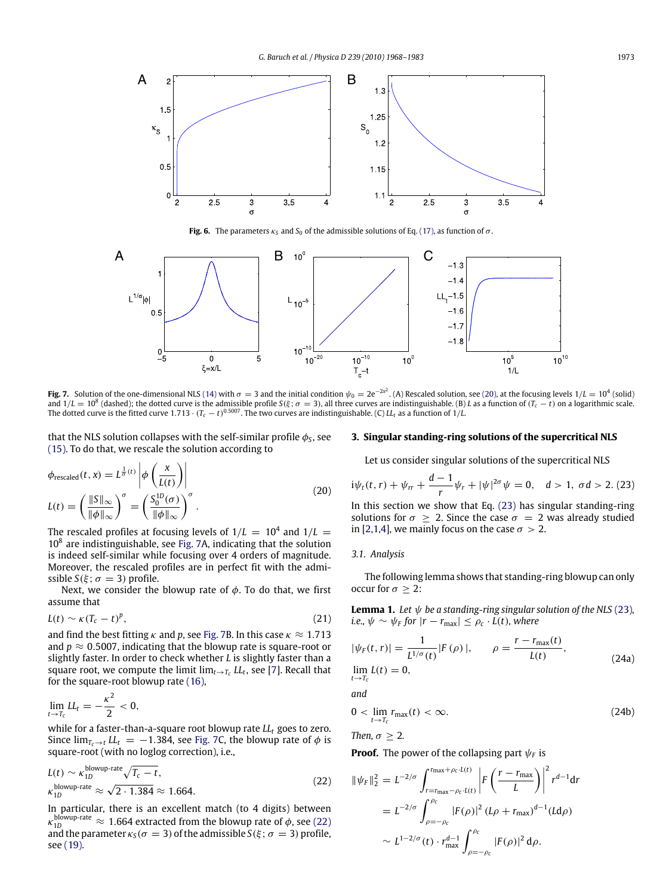Fig. 6. The parameters $\kappa_S$ and $S_0$ of the admissible solutions of Eq. (17), as function of $\sigma$.

Fig. 7. Solution of the one-dimensional NLS (14) with $\sigma = 3$ and the initial condition $\psi_0 = 2e^{-2x^2}$. (A) Rescaled solution, see (20), at the focusing levels $1/L = 10^4$ (solid) and $1/L = 10^8$ (dashed); the dotted curve is the admissible profile $S(\xi; \sigma = 3)$, all three curves are indistinguishable. (B) $L$ as a function of $(T_c - t)$ on a logarithmic scale. The dotted curve is the fitted curve $1.713 \cdot (T_c - t)^{0.5007}$. The two curves are indistinguishable. (C) $LL_t$ as a function of $1/L$.

that the NLS solution collapses with the self-similar profile $\phi_S$, see (15). To do that, we rescale the solution according to

$$\phi_{\text{rescaled}}(t, x) = L^{\frac{1}{\sigma}(t)} \left| \phi\left(\frac{x}{L(t)}\right) \right|$$
$$L(t) = \left(\frac{\|S\|_\infty}{\|\phi\|_\infty}\right)^\sigma = \left(\frac{S_0^{1D}(\sigma)}{\|\phi\|_\infty}\right)^\sigma. \tag{20}$$

The rescaled profiles at focusing levels of $1/L = 10^4$ and $1/L = 10^8$ are indistinguishable, see Fig. 7A, indicating that the solution is indeed self-similar while focusing over 4 orders of magnitude. Moreover, the rescaled profiles are in perfect fit with the admissible $S(\xi; \sigma = 3)$ profile.

Next, we consider the blowup rate of $\phi$. To do that, we first assume that

$$L(t) \sim \kappa(T_c - t)^p, \tag{21}$$

and find the best fitting $\kappa$ and $p$, see Fig. 7B. In this case $\kappa \approx 1.713$ and $p \approx 0.5007$, indicating that the blowup rate is square-root or slightly faster. In order to check whether $L$ is slightly faster than a square root, we compute the limit $\lim_{t\to T_c} LL_t$, see [7]. Recall that for the square-root blowup rate (16),

$$\lim_{t\to T_c} LL_t = -\frac{\kappa^2}{2} < 0,$$

while for a faster-than-a-square root blowup rate $LL_t$ goes to zero. Since $\lim_{T_c\to t} LL_t = -1.384$, see Fig. 7C, the blowup rate of $\phi$ is square-root (with no loglog correction), i.e.,

$$L(t) \sim \kappa_{1D}^{\text{blowup-rate}} \sqrt{T_c - t},$$
$$\kappa_{1D}^{\text{blowup-rate}} \approx \sqrt{2 \cdot 1.384} \approx 1.664. \tag{22}$$

In particular, there is an excellent match (to 4 digits) between $\kappa_{1D}^{\text{blowup-rate}} \approx 1.664$ extracted from the blowup rate of $\phi$, see (22) and the parameter $\kappa_S(\sigma = 3)$ of the admissible $S(\xi; \sigma = 3)$ profile, see (19).

## 3. Singular standing-ring solutions of the supercritical NLS

Let us consider singular solutions of the supercritical NLS

$$i\psi_t(t, r) + \psi_{rr} + \frac{d-1}{r}\psi_r + |\psi|^{2\sigma}\psi = 0, \quad d > 1, \ \sigma d > 2. \tag{23}$$

In this section we show that Eq. (23) has singular standing-ring solutions for $\sigma \geq 2$. Since the case $\sigma = 2$ was already studied in [2,1,4], we mainly focus on the case $\sigma > 2$.

### 3.1. Analysis

The following lemma shows that standing-ring blowup can only occur for $\sigma \geq 2$:

**Lemma 1.** *Let $\psi$ be a standing-ring singular solution of the NLS (23), i.e., $\psi \sim \psi_F$ for $|r - r_{\max}| \leq \rho_c \cdot L(t)$, where*

$$|\psi_F(t, r)| = \frac{1}{L^{1/\sigma}(t)}|F(\rho)|, \qquad \rho = \frac{r - r_{\max}(t)}{L(t)},$$
$$\lim_{t\to T_c} L(t) = 0, \tag{24a}$$

*and*

$$0 < \lim_{t\to T_c} r_{\max}(t) < \infty. \tag{24b}$$

*Then, $\sigma \geq 2$.*

**Proof.** The power of the collapsing part $\psi_F$ is

$$\|\psi_F\|_2^2 = L^{-2/\sigma} \int_{r=r_{\max}-\rho_c\cdot L(t)}^{r_{\max}+\rho_c\cdot L(t)} \left|F\left(\frac{r - r_{\max}}{L}\right)\right|^2 r^{d-1} dr$$
$$= L^{-2/\sigma} \int_{\rho=-\rho_c}^{\rho_c} |F(\rho)|^2 (L\rho + r_{\max})^{d-1} (Ld\rho)$$
$$\sim L^{1-2/\sigma}(t) \cdot r_{\max}^{d-1} \int_{\rho=-\rho_c}^{\rho_c} |F(\rho)|^2 d\rho.$$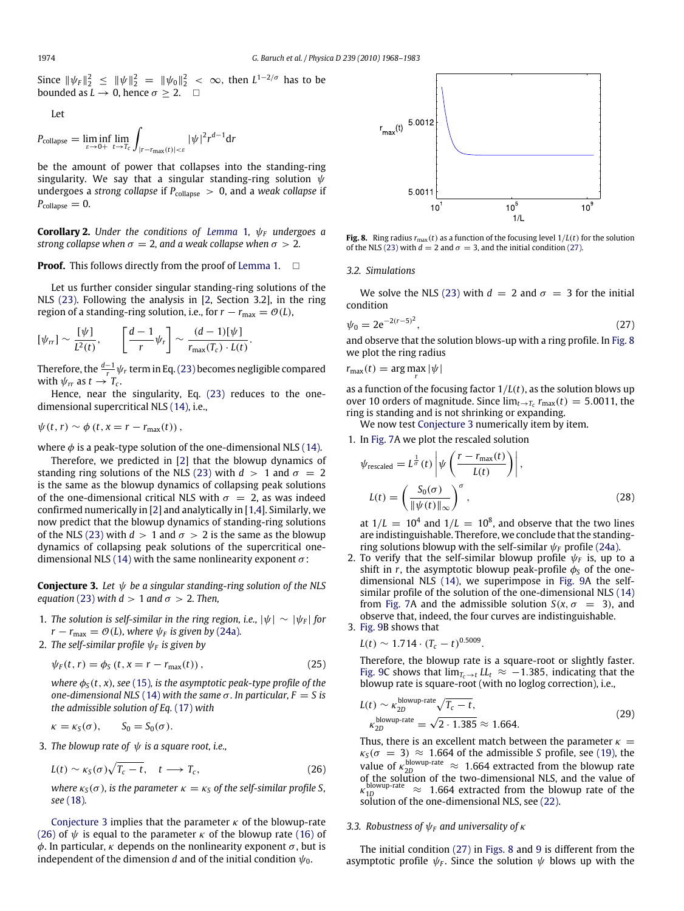Since $\|\psi_F\|_2^2 \le \|\psi\|_2^2 = \|\psi_0\|_2^2 < \infty$, then $L^{1-2/\sigma}$ has to be bounded as $L \to 0$, hence $\sigma \ge 2$. $\square$

Let

$$P_{\text{collapse}} = \liminf_{\varepsilon \to 0+} \lim_{t \to T_c} \int_{|r - r_{\max}(t)| < \varepsilon} |\psi|^2 r^{d-1} \mathrm{d}r$$

be the amount of power that collapses into the standing-ring singularity. We say that a singular standing-ring solution $\psi$ undergoes a *strong collapse* if $P_{\text{collapse}} > 0$, and a *weak collapse* if $P_{\text{collapse}} = 0$.

**Corollary 2.** *Under the conditions of Lemma 1, $\psi_F$ undergoes a strong collapse when $\sigma = 2$, and a weak collapse when $\sigma > 2$.*

**Proof.** This follows directly from the proof of Lemma 1. $\square$

Let us further consider singular standing-ring solutions of the NLS (23). Following the analysis in [2, Section 3.2], in the ring region of a standing-ring solution, i.e., for $r - r_{\max} = \mathcal{O}(L)$,

$$[\psi_{rr}] \sim \frac{[\psi]}{L^2(t)}, \qquad \left[\frac{d-1}{r}\psi_r\right] \sim \frac{(d-1)[\psi]}{r_{\max}(T_c) \cdot L(t)}.$$

Therefore, the $\frac{d-1}{r}\psi_r$ term in Eq. (23) becomes negligible compared with $\psi_{rr}$ as $t \to T_c$.

Hence, near the singularity, Eq. (23) reduces to the one-dimensional supercritical NLS (14), i.e.,

$$\psi(t, r) \sim \phi\left(t, x = r - r_{\max}(t)\right),$$

where $\phi$ is a peak-type solution of the one-dimensional NLS (14).

Therefore, we predicted in [2] that the blowup dynamics of standing ring solutions of the NLS (23) with $d > 1$ and $\sigma = 2$ is the same as the blowup dynamics of collapsing peak solutions of the one-dimensional critical NLS with $\sigma = 2$, as was indeed confirmed numerically in [2] and analytically in [1,4]. Similarly, we now predict that the blowup dynamics of standing-ring solutions of the NLS (23) with $d > 1$ and $\sigma > 2$ is the same as the blowup dynamics of collapsing peak solutions of the supercritical one-dimensional NLS (14) with the same nonlinearity exponent $\sigma$:

**Conjecture 3.** *Let $\psi$ be a singular standing-ring solution of the NLS equation (23) with $d > 1$ and $\sigma > 2$. Then,*

1. *The solution is self-similar in the ring region, i.e., $|\psi| \sim |\psi_F|$ for $r - r_{\max} = \mathcal{O}(L)$, where $\psi_F$ is given by (24a).*
2. *The self-similar profile $\psi_F$ is given by*

$$\psi_F(t, r) = \phi_S\left(t, x = r - r_{\max}(t)\right), \tag{25}$$

*where $\phi_S(t, x)$, see (15), is the asymptotic peak-type profile of the one-dimensional NLS (14) with the same $\sigma$. In particular, $F = S$ is the admissible solution of Eq. (17) with*

$$\kappa = \kappa_S(\sigma), \qquad S_0 = S_0(\sigma).$$

3. *The blowup rate of $\psi$ is a square root, i.e.,*

$$L(t) \sim \kappa_S(\sigma)\sqrt{T_c - t}, \quad t \longrightarrow T_c, \tag{26}$$

*where $\kappa_S(\sigma)$, is the parameter $\kappa = \kappa_S$ of the self-similar profile $S$, see (18).*

Conjecture 3 implies that the parameter $\kappa$ of the blowup-rate (26) of $\psi$ is equal to the parameter $\kappa$ of the blowup rate (16) of $\phi$. In particular, $\kappa$ depends on the nonlinearity exponent $\sigma$, but is independent of the dimension $d$ and of the initial condition $\psi_0$.

**Fig. 8.** Ring radius $r_{\max}(t)$ as a function of the focusing level $1/L(t)$ for the solution of the NLS (23) with $d = 2$ and $\sigma = 3$, and the initial condition (27).

### 3.2. Simulations

We solve the NLS (23) with $d = 2$ and $\sigma = 3$ for the initial condition

$$\psi_0 = 2e^{-2(r-5)^2}, \tag{27}$$

and observe that the solution blows-up with a ring profile. In Fig. 8 we plot the ring radius

$$r_{\max}(t) = \arg\max_r |\psi|$$

as a function of the focusing factor $1/L(t)$, as the solution blows up over 10 orders of magnitude. Since $\lim_{t \to T_c} r_{\max}(t) = 5.0011$, the ring is standing and is not shrinking or expanding.

We now test Conjecture 3 numerically item by item.

1. In Fig. 7A we plot the rescaled solution

$$\psi_{\text{rescaled}} = L^{\frac{1}{\sigma}}(t) \left| \psi\left(\frac{r - r_{\max}(t)}{L(t)}\right) \right|,$$
$$L(t) = \left(\frac{S_0(\sigma)}{\|\psi(t)\|_\infty}\right)^\sigma, \tag{28}$$

at $1/L = 10^4$ and $1/L = 10^8$, and observe that the two lines are indistinguishable. Therefore, we conclude that the standing-ring solutions blowup with the self-similar $\psi_F$ profile (24a).

2. To verify that the self-similar blowup profile $\psi_F$ is, up to a shift in $r$, the asymptotic blowup peak-profile $\phi_S$ of the one-dimensional NLS (14), we superimpose in Fig. 9A the self-similar profile of the solution of the one-dimensional NLS (14) from Fig. 7A and the admissible solution $S(x, \sigma = 3)$, and observe that, indeed, the four curves are indistinguishable.

3. Fig. 9B shows that

$$L(t) \sim 1.714 \cdot (T_c - t)^{0.5009}.$$

Therefore, the blowup rate is a square-root or slightly faster. Fig. 9C shows that $\lim_{T_c \to t} LL_t \approx -1.385$, indicating that the blowup rate is square-root (with no loglog correction), i.e.,

$$L(t) \sim \kappa_{2D}^{\text{blowup-rate}} \sqrt{T_c - t},$$
$$\kappa_{2D}^{\text{blowup-rate}} = \sqrt{2 \cdot 1.385} \approx 1.664. \tag{29}$$

Thus, there is an excellent match between the parameter $\kappa = \kappa_S(\sigma = 3) \approx 1.664$ of the admissible $S$ profile, see (19), the value of $\kappa_{2D}^{\text{blowup-rate}} \approx 1.664$ extracted from the blowup rate of the solution of the two-dimensional NLS, and the value of $\kappa_{1D}^{\text{blowup-rate}} \approx 1.664$ extracted from the blowup rate of the solution of the one-dimensional NLS, see (22).

### 3.3. Robustness of $\psi_F$ and universality of $\kappa$

The initial condition (27) in Figs. 8 and 9 is different from the asymptotic profile $\psi_F$. Since the solution $\psi$ blows up with the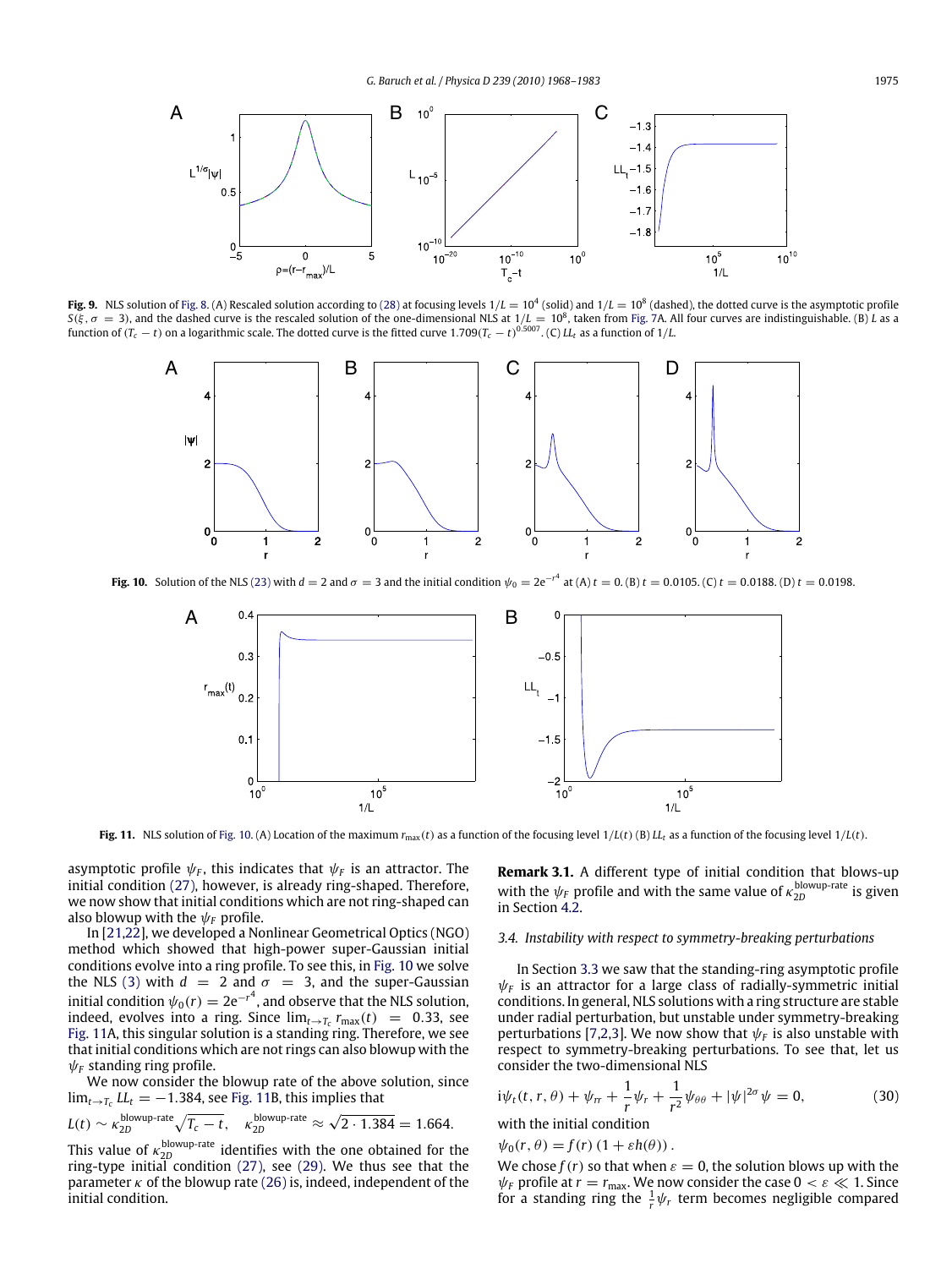**Fig. 9.** NLS solution of Fig. 8. (A) Rescaled solution according to (28) at focusing levels $1/L = 10^4$ (solid) and $1/L = 10^8$ (dashed), the dotted curve is the asymptotic profile $S(\xi, \sigma = 3)$, and the dashed curve is the rescaled solution of the one-dimensional NLS at $1/L = 10^8$, taken from Fig. 7A. All four curves are indistinguishable. (B) $L$ as a function of $(T_c - t)$ on a logarithmic scale. The dotted curve is the fitted curve $1.709(T_c - t)^{0.5007}$. (C) $LL_t$ as a function of $1/L$.

**Fig. 10.** Solution of the NLS (23) with $d = 2$ and $\sigma = 3$ and the initial condition $\psi_0 = 2e^{-r^4}$ at (A) $t = 0$. (B) $t = 0.0105$. (C) $t = 0.0188$. (D) $t = 0.0198$.

**Fig. 11.** NLS solution of Fig. 10. (A) Location of the maximum $r_{\max}(t)$ as a function of the focusing level $1/L(t)$ (B) $LL_t$ as a function of the focusing level $1/L(t)$.

asymptotic profile $\psi_F$, this indicates that $\psi_F$ is an attractor. The initial condition (27), however, is already ring-shaped. Therefore, we now show that initial conditions which are not ring-shaped can also blowup with the $\psi_F$ profile.

In [21,22], we developed a Nonlinear Geometrical Optics (NGO) method which showed that high-power super-Gaussian initial conditions evolve into a ring profile. To see this, in Fig. 10 we solve the NLS (3) with $d = 2$ and $\sigma = 3$, and the super-Gaussian initial condition $\psi_0(r) = 2e^{-r^4}$, and observe that the NLS solution, indeed, evolves into a ring. Since $\lim_{t\to T_c} r_{\max}(t) = 0.33$, see Fig. 11A, this singular solution is a standing ring. Therefore, we see that initial conditions which are not rings can also blowup with the $\psi_F$ standing ring profile.

We now consider the blowup rate of the above solution, since $\lim_{t\to T_c} LL_t = -1.384$, see Fig. 11B, this implies that

$$L(t) \sim \kappa_{2D}^{\text{blowup-rate}} \sqrt{T_c - t}, \quad \kappa_{2D}^{\text{blowup-rate}} \approx \sqrt{2 \cdot 1.384} = 1.664.$$

This value of $\kappa_{2D}^{\text{blowup-rate}}$ identifies with the one obtained for the ring-type initial condition (27), see (29). We thus see that the parameter $\kappa$ of the blowup rate (26) is, indeed, independent of the initial condition.

**Remark 3.1.** A different type of initial condition that blows-up with the $\psi_F$ profile and with the same value of $\kappa_{2D}^{\text{blowup-rate}}$ is given in Section 4.2.

### 3.4. Instability with respect to symmetry-breaking perturbations

In Section 3.3 we saw that the standing-ring asymptotic profile $\psi_F$ is an attractor for a large class of radially-symmetric initial conditions. In general, NLS solutions with a ring structure are stable under radial perturbation, but unstable under symmetry-breaking perturbations [7,2,3]. We now show that $\psi_F$ is also unstable with respect to symmetry-breaking perturbations. To see that, let us consider the two-dimensional NLS

$$i\psi_t(t, r, \theta) + \psi_{rr} + \frac{1}{r}\psi_r + \frac{1}{r^2}\psi_{\theta\theta} + |\psi|^{2\sigma}\psi = 0, \tag{30}$$

with the initial condition

$$\psi_0(r, \theta) = f(r)\,(1 + \varepsilon h(\theta)).$$

We chose $f(r)$ so that when $\varepsilon = 0$, the solution blows up with the $\psi_F$ profile at $r = r_{\max}$. We now consider the case $0 < \varepsilon \ll 1$. Since for a standing ring the $\frac{1}{r}\psi_r$ term becomes negligible compared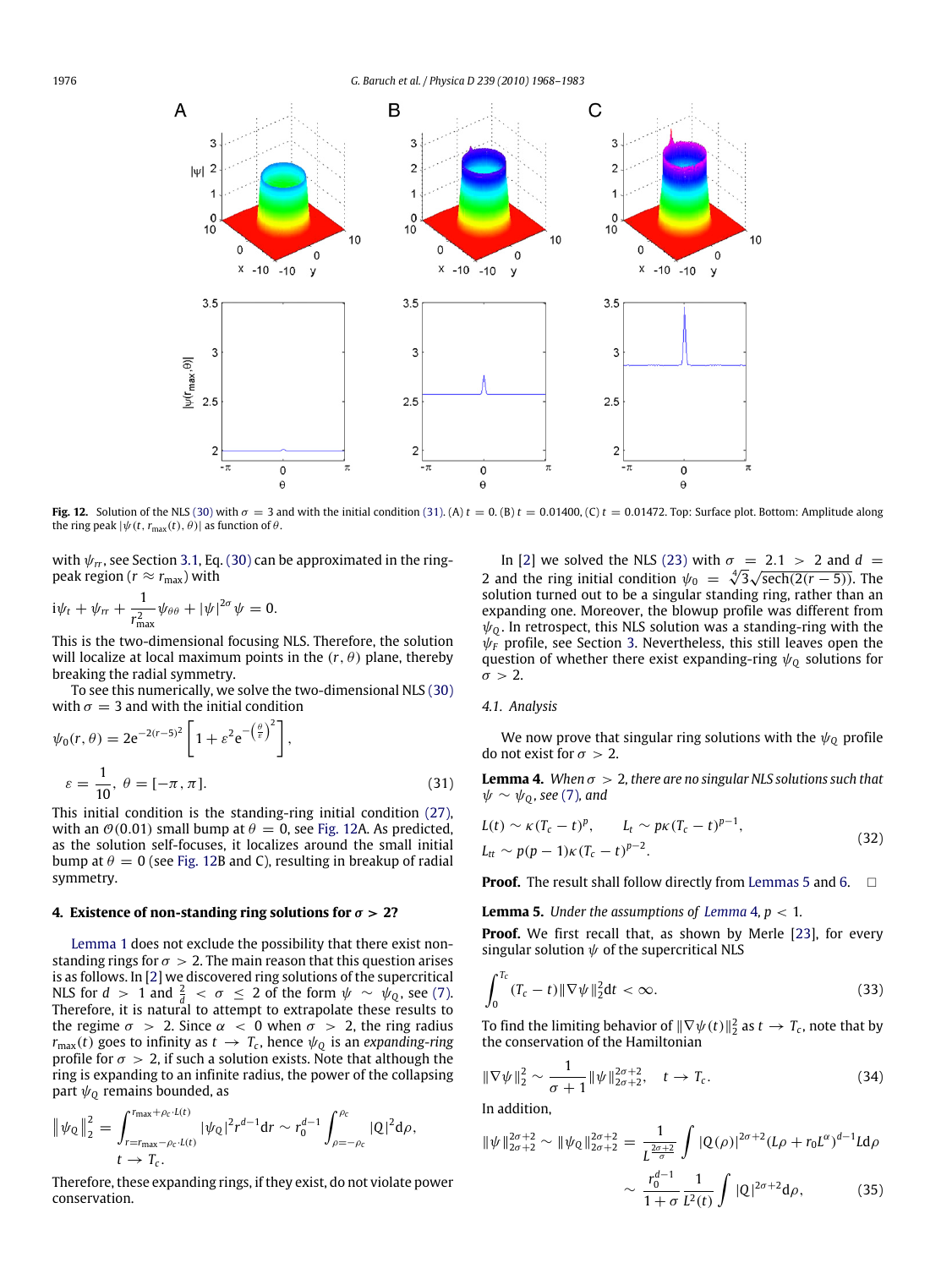**Fig. 12.** Solution of the NLS (30) with $\sigma = 3$ and with the initial condition (31). (A) $t = 0$. (B) $t = 0.01400$, (C) $t = 0.01472$. Top: Surface plot. Bottom: Amplitude along the ring peak $|\psi(t, r_{\max}(t), \theta)|$ as function of $\theta$.

with $\psi_{rr}$, see Section 3.1, Eq. (30) can be approximated in the ring-peak region ($r \approx r_{\max}$) with

$$i\psi_t + \psi_{rr} + \frac{1}{r_{\max}^2}\psi_{\theta\theta} + |\psi|^{2\sigma}\psi = 0.$$

This is the two-dimensional focusing NLS. Therefore, the solution will localize at local maximum points in the $(r, \theta)$ plane, thereby breaking the radial symmetry.

To see this numerically, we solve the two-dimensional NLS (30) with $\sigma = 3$ and with the initial condition

$$\psi_0(r, \theta) = 2e^{-2(r-5)^2}\left[1 + \varepsilon^2 e^{-\left(\frac{\theta}{\varepsilon}\right)^2}\right],$$

$$\varepsilon = \frac{1}{10}, \ \theta = [-\pi, \pi]. \tag{31}$$

This initial condition is the standing-ring initial condition (27), with an $\mathcal{O}(0.01)$ small bump at $\theta = 0$, see Fig. 12A. As predicted, as the solution self-focuses, it localizes around the small initial bump at $\theta = 0$ (see Fig. 12B and C), resulting in breakup of radial symmetry.

## 4. Existence of non-standing ring solutions for $\sigma > 2$?

Lemma 1 does not exclude the possibility that there exist non-standing rings for $\sigma > 2$. The main reason that this question arises is as follows. In [2] we discovered ring solutions of the supercritical NLS for $d > 1$ and $\frac{2}{d} < \sigma \le 2$ of the form $\psi \sim \psi_Q$, see (7). Therefore, it is natural to attempt to extrapolate these results to the regime $\sigma > 2$. Since $\alpha < 0$ when $\sigma > 2$, the ring radius $r_{\max}(t)$ goes to infinity as $t \to T_c$, hence $\psi_Q$ is an *expanding-ring* profile for $\sigma > 2$, if such a solution exists. Note that although the ring is expanding to an infinite radius, the power of the collapsing part $\psi_Q$ remains bounded, as

$$\|\psi_Q\|_2^2 = \int_{r=r_{\max}-\rho_c \cdot L(t)}^{r_{\max}+\rho_c \cdot L(t)} |\psi_Q|^2 r^{d-1} dr \sim r_0^{d-1} \int_{\rho=-\rho_c}^{\rho_c} |Q|^2 d\rho,$$
$$t \to T_c.$$

Therefore, these expanding rings, if they exist, do not violate power conservation.

In [2] we solved the NLS (23) with $\sigma = 2.1 > 2$ and $d = 2$ and the ring initial condition $\psi_0 = \sqrt[4]{3}\sqrt{\text{sech}(2(r-5))}$. The solution turned out to be a singular standing ring, rather than an expanding one. Moreover, the blowup profile was different from $\psi_Q$. In retrospect, this NLS solution was a standing-ring with the $\psi_F$ profile, see Section 3. Nevertheless, this still leaves open the question of whether there exist expanding-ring $\psi_Q$ solutions for $\sigma > 2$.

### 4.1. Analysis

We now prove that singular ring solutions with the $\psi_Q$ profile do not exist for $\sigma > 2$.

**Lemma 4.** *When $\sigma > 2$, there are no singular NLS solutions such that $\psi \sim \psi_Q$, see (7), and*

$$L(t) \sim \kappa(T_c - t)^p, \qquad L_t \sim p\kappa(T_c - t)^{p-1},$$
$$L_{tt} \sim p(p-1)\kappa(T_c - t)^{p-2}. \tag{32}$$

**Proof.** The result shall follow directly from Lemmas 5 and 6. □

**Lemma 5.** *Under the assumptions of Lemma 4, $p < 1$.*

**Proof.** We first recall that, as shown by Merle [23], for every singular solution $\psi$ of the supercritical NLS

$$\int_0^{T_c} (T_c - t)\|\nabla\psi\|_2^2 dt < \infty. \tag{33}$$

To find the limiting behavior of $\|\nabla\psi(t)\|_2^2$ as $t \to T_c$, note that by the conservation of the Hamiltonian

$$\|\nabla\psi\|_2^2 \sim \frac{1}{\sigma+1}\|\psi\|_{2\sigma+2}^{2\sigma+2}, \quad t \to T_c. \tag{34}$$

In addition,

$$\|\psi\|_{2\sigma+2}^{2\sigma+2} \sim \|\psi_Q\|_{2\sigma+2}^{2\sigma+2} = \frac{1}{L^{\frac{2\sigma+2}{\sigma}}} \int |Q(\rho)|^{2\sigma+2}(L\rho + r_0 L^\alpha)^{d-1} L d\rho$$
$$\sim \frac{r_0^{d-1}}{1+\sigma}\frac{1}{L^2(t)} \int |Q|^{2\sigma+2} d\rho, \tag{35}$$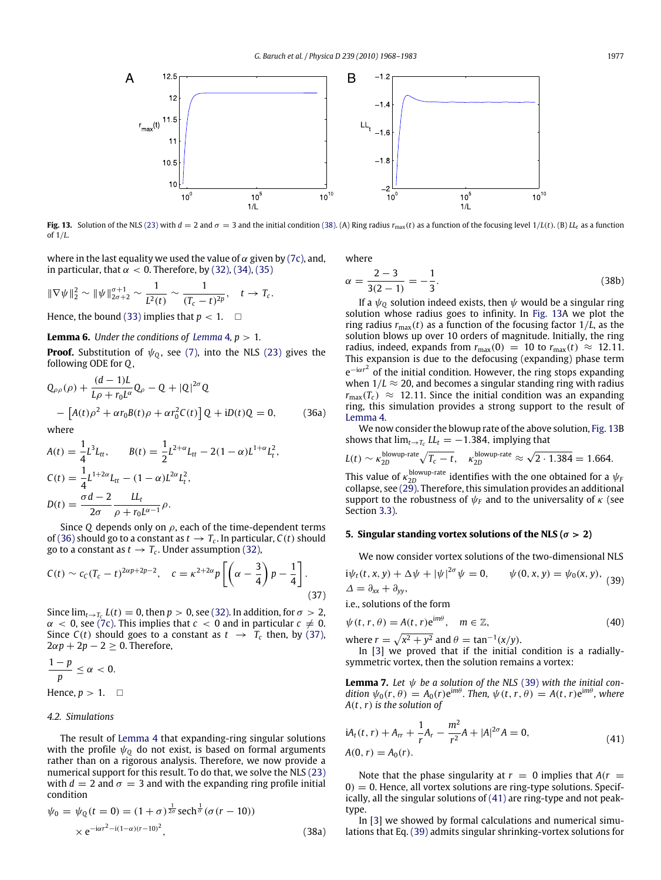**Fig. 13.** Solution of the NLS (23) with $d = 2$ and $\sigma = 3$ and the initial condition (38). (A) Ring radius $r_{max}(t)$ as a function of the focusing level $1/L(t)$. (B) $LL_t$ as a function of $1/L$.

where in the last equality we used the value of $\alpha$ given by (7c), and, in particular, that $\alpha < 0$. Therefore, by (32), (34), (35)

$$\|\nabla \psi\|_2^2 \sim \|\psi\|_{2\sigma+2}^{\sigma+1} \sim \frac{1}{L^2(t)} \sim \frac{1}{(T_c - t)^{2p}}, \quad t \to T_c.$$

Hence, the bound (33) implies that $p < 1$. $\square$

**Lemma 6.** *Under the conditions of Lemma 4, $p > 1$.*

**Proof.** Substitution of $\psi_Q$, see (7), into the NLS (23) gives the following ODE for $Q$,

$$Q_{\rho\rho}(\rho) + \frac{(d-1)L}{L\rho + r_0 L^{\alpha}} Q_{\rho} - Q + |Q|^{2\sigma} Q - \left[A(t)\rho^2 + \alpha r_0 B(t)\rho + \alpha r_0^2 C(t)\right] Q + \mathrm{i}D(t)Q = 0, \tag{36a}$$

where

$$A(t) = \frac{1}{4}L^3 L_{tt}, \qquad B(t) = \frac{1}{2}L^{2+\alpha}L_{tt} - 2(1-\alpha)L^{1+\alpha}L_t^2,$$
$$C(t) = \frac{1}{4}L^{1+2\alpha}L_{tt} - (1-\alpha)L^{2\alpha}L_t^2,$$
$$D(t) = \frac{\sigma d - 2}{2\sigma}\frac{LL_t}{\rho + r_0 L^{\alpha-1}}\rho.$$

Since $Q$ depends only on $\rho$, each of the time-dependent terms of (36) should go to a constant as $t \to T_c$. In particular, $C(t)$ should go to a constant as $t \to T_c$. Under assumption (32),

$$C(t) \sim c_C (T_c - t)^{2\alpha p + 2p - 2}, \quad c = \kappa^{2+2\alpha} p \left[\left(\alpha - \frac{3}{4}\right)p - \frac{1}{4}\right]. \tag{37}$$

Since $\lim_{t \to T_c} L(t) = 0$, then $p > 0$, see (32). In addition, for $\sigma > 2$, $\alpha < 0$, see (7c). This implies that $c < 0$ and in particular $c \neq 0$. Since $C(t)$ should goes to a constant as $t \to T_c$ then, by (37), $2\alpha p + 2p - 2 \geq 0$. Therefore,

$$\frac{1-p}{p} \leq \alpha < 0.$$

Hence, $p > 1$. $\square$

### 4.2. Simulations

The result of Lemma 4 that expanding-ring singular solutions with the profile $\psi_Q$ do not exist, is based on formal arguments rather than on a rigorous analysis. Therefore, we now provide a numerical support for this result. To do that, we solve the NLS (23) with $d = 2$ and $\sigma = 3$ and with the expanding ring profile initial condition

$$\psi_0 = \psi_Q(t = 0) = (1+\sigma)^{\frac{1}{2\sigma}} \operatorname{sech}^{\frac{1}{\sigma}}(\sigma(r - 10)) \times e^{-\mathrm{i}\alpha r^2 - \mathrm{i}(1-\alpha)(r-10)^2}, \tag{38a}$$

where

$$\alpha = \frac{2-3}{3(2-1)} = -\frac{1}{3}. \tag{38b}$$

If a $\psi_Q$ solution indeed exists, then $\psi$ would be a singular ring solution whose radius goes to infinity. In Fig. 13A we plot the ring radius $r_{max}(t)$ as a function of the focusing factor $1/L$, as the solution blows up over 10 orders of magnitude. Initially, the ring radius, indeed, expands from $r_{max}(0) = 10$ to $r_{max}(t) \approx 12.11$. This expansion is due to the defocusing (expanding) phase term $e^{-\mathrm{i}\alpha r^2}$ of the initial condition. However, the ring stops expanding when $1/L \approx 20$, and becomes a singular standing ring with radius $r_{max}(T_c) \approx 12.11$. Since the initial condition was an expanding ring, this simulation provides a strong support to the result of Lemma 4.

We now consider the blowup rate of the above solution, Fig. 13B shows that $\lim_{t \to T_c} LL_t = -1.384$, implying that

$$L(t) \sim \kappa_{2D}^{\text{blowup-rate}}\sqrt{T_c - t}, \quad \kappa_{2D}^{\text{blowup-rate}} \approx \sqrt{2 \cdot 1.384} = 1.664.$$

This value of $\kappa_{2D}^{\text{blowup-rate}}$ identifies with the one obtained for a $\psi_F$ collapse, see (29). Therefore, this simulation provides an additional support to the robustness of $\psi_F$ and to the universality of $\kappa$ (see Section 3.3).

## 5. Singular standing vortex solutions of the NLS ($\sigma > 2$)

We now consider vortex solutions of the two-dimensional NLS

$$\mathrm{i}\psi_t(t, x, y) + \Delta\psi + |\psi|^{2\sigma}\psi = 0, \qquad \psi(0, x, y) = \psi_0(x, y), \qquad \Delta = \partial_{xx} + \partial_{yy}, \tag{39}$$

i.e., solutions of the form

$$\psi(t, r, \theta) = A(t, r)e^{\mathrm{i}m\theta}, \quad m \in \mathbb{Z}, \tag{40}$$

where $r = \sqrt{x^2 + y^2}$ and $\theta = \tan^{-1}(x/y)$.

In [3] we proved that if the initial condition is a radially-symmetric vortex, then the solution remains a vortex:

**Lemma 7.** *Let $\psi$ be a solution of the NLS (39) with the initial condition $\psi_0(r, \theta) = A_0(r)e^{\mathrm{i}m\theta}$. Then, $\psi(t, r, \theta) = A(t, r)e^{\mathrm{i}m\theta}$, where $A(t, r)$ is the solution of*

$$\mathrm{i}A_t(t, r) + A_{rr} + \frac{1}{r}A_r - \frac{m^2}{r^2}A + |A|^{2\sigma}A = 0, \qquad A(0, r) = A_0(r). \tag{41}$$

Note that the phase singularity at $r = 0$ implies that $A(r = 0) = 0$. Hence, all vortex solutions are ring-type solutions. Specifically, all the singular solutions of (41) are ring-type and not peak-type.

In [3] we showed by formal calculations and numerical simulations that Eq. (39) admits singular shrinking-vortex solutions for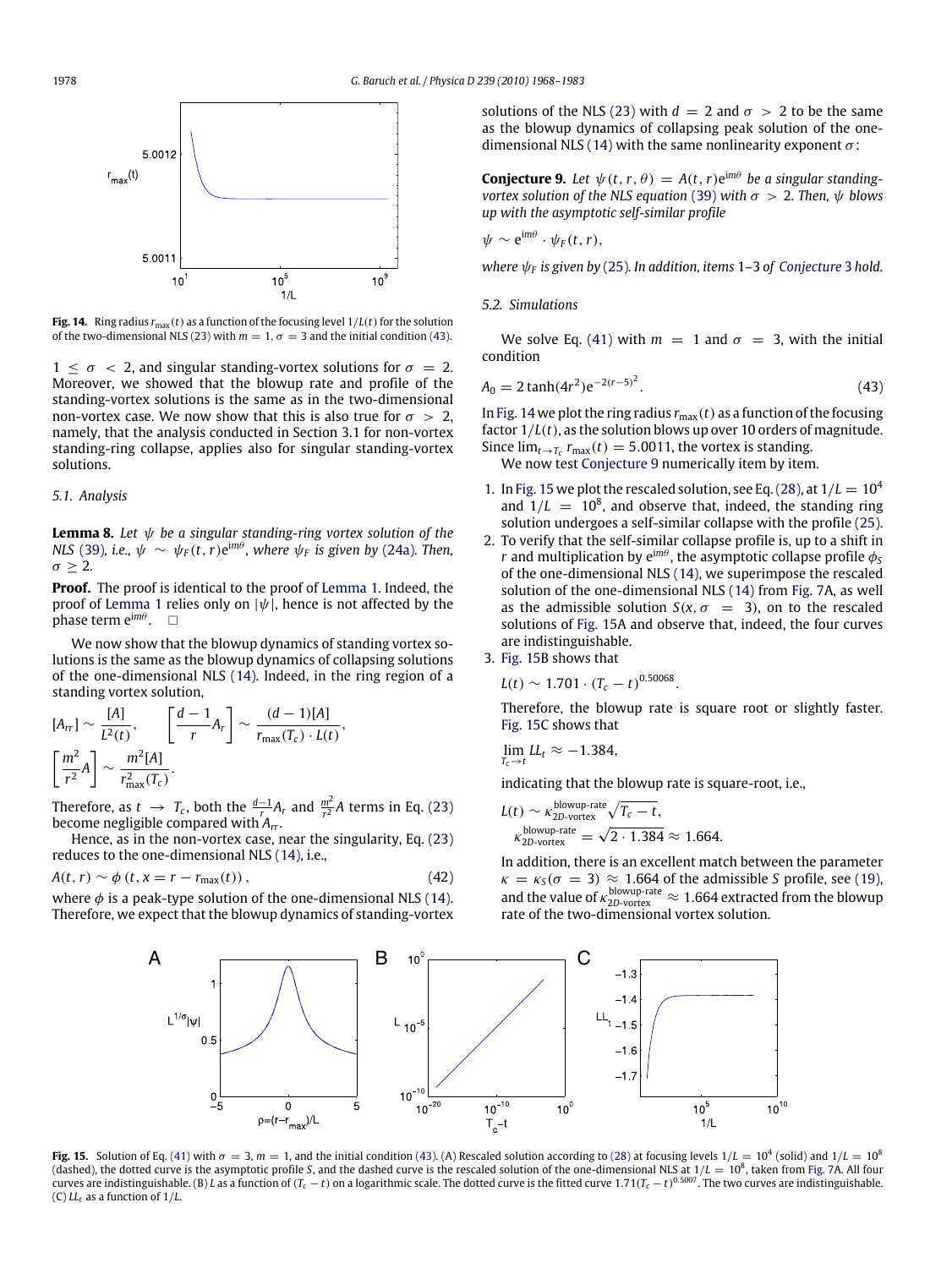Fig. 14. Ring radius $r_{max}(t)$ as a function of the focusing level $1/L(t)$ for the solution of the two-dimensional NLS (23) with $m = 1$, $\sigma = 3$ and the initial condition (43).

$1 \le \sigma < 2$, and singular standing-vortex solutions for $\sigma = 2$. Moreover, we showed that the blowup rate and profile of the standing-vortex solutions is the same as in the two-dimensional non-vortex case. We now show that this is also true for $\sigma > 2$, namely, that the analysis conducted in Section 3.1 for non-vortex standing-ring collapse, applies also for singular standing-vortex solutions.

### 5.1. Analysis

**Lemma 8.** *Let $\psi$ be a singular standing-ring vortex solution of the NLS (39), i.e., $\psi \sim \psi_F(t, r)e^{im\theta}$, where $\psi_F$ is given by (24a). Then, $\sigma \ge 2$.*

**Proof.** The proof is identical to the proof of Lemma 1. Indeed, the proof of Lemma 1 relies only on $|\psi|$, hence is not affected by the phase term $e^{im\theta}$. □

We now show that the blowup dynamics of standing vortex solutions is the same as the blowup dynamics of collapsing solutions of the one-dimensional NLS (14). Indeed, in the ring region of a standing vortex solution,

$$[A_{rr}] \sim \frac{[A]}{L^2(t)}, \qquad \left[\frac{d-1}{r}A_r\right] \sim \frac{(d-1)[A]}{r_{max}(T_c) \cdot L(t)},$$
$$\left[\frac{m^2}{r^2}A\right] \sim \frac{m^2[A]}{r^2_{max}(T_c)}.$$

Therefore, as $t \to T_c$, both the $\frac{d-1}{r}A_r$ and $\frac{m^2}{r^2}A$ terms in Eq. (23) become negligible compared with $A_{rr}$.

Hence, as in the non-vortex case, near the singularity, Eq. (23) reduces to the one-dimensional NLS (14), i.e.,

$$A(t, r) \sim \phi\,(t, x = r - r_{max}(t)), \tag{42}$$

where $\phi$ is a peak-type solution of the one-dimensional NLS (14). Therefore, we expect that the blowup dynamics of standing-vortex solutions of the NLS (23) with $d = 2$ and $\sigma > 2$ to be the same as the blowup dynamics of collapsing peak solution of the one-dimensional NLS (14) with the same nonlinearity exponent $\sigma$:

**Conjecture 9.** *Let $\psi(t, r, \theta) = A(t, r)e^{im\theta}$ be a singular standing-vortex solution of the NLS equation (39) with $\sigma > 2$. Then, $\psi$ blows up with the asymptotic self-similar profile*

$$\psi \sim e^{im\theta} \cdot \psi_F(t, r),$$

*where $\psi_F$ is given by (25). In addition, items 1–3 of Conjecture 3 hold.*

### 5.2. Simulations

We solve Eq. (41) with $m = 1$ and $\sigma = 3$, with the initial condition

$$A_0 = 2\tanh(4r^2)e^{-2(r-5)^2}. \tag{43}$$

In Fig. 14 we plot the ring radius $r_{max}(t)$ as a function of the focusing factor $1/L(t)$, as the solution blows up over 10 orders of magnitude. Since $\lim_{t \to T_c} r_{max}(t) = 5.0011$, the vortex is standing.

We now test Conjecture 9 numerically item by item.

1. In Fig. 15 we plot the rescaled solution, see Eq. (28), at $1/L = 10^4$ and $1/L = 10^8$, and observe that, indeed, the standing ring solution undergoes a self-similar collapse with the profile (25).
2. To verify that the self-similar collapse profile is, up to a shift in $r$ and multiplication by $e^{im\theta}$, the asymptotic collapse profile $\phi_S$ of the one-dimensional NLS (14), we superimpose the rescaled solution of the one-dimensional NLS (14) from Fig. 7A, as well as the admissible solution $S(x, \sigma = 3)$, on to the rescaled solutions of Fig. 15A and observe that, indeed, the four curves are indistinguishable.
3. Fig. 15B shows that

   $$L(t) \sim 1.701 \cdot (T_c - t)^{0.50068}.$$

   Therefore, the blowup rate is square root or slightly faster. Fig. 15C shows that

   $$\lim_{T_c \to t} LL_t \approx -1.384,$$

   indicating that the blowup rate is square-root, i.e.,

   $$L(t) \sim \kappa^{\text{blowup-rate}}_{2D\text{-vortex}}\sqrt{T_c - t},$$
   $$\kappa^{\text{blowup-rate}}_{2D\text{-vortex}} = \sqrt{2 \cdot 1.384} \approx 1.664.$$

   In addition, there is an excellent match between the parameter $\kappa = \kappa_S(\sigma = 3) \approx 1.664$ of the admissible $S$ profile, see (19), and the value of $\kappa^{\text{blowup-rate}}_{2D\text{-vortex}} \approx 1.664$ extracted from the blowup rate of the two-dimensional vortex solution.

Fig. 15. Solution of Eq. (41) with $\sigma = 3$, $m = 1$, and the initial condition (43). (A) Rescaled solution according to (28) at focusing levels $1/L = 10^4$ (solid) and $1/L = 10^8$ (dashed), the dotted curve is the asymptotic profile $S$, and the dashed curve is the rescaled solution of the one-dimensional NLS at $1/L = 10^8$, taken from Fig. 7A. All four curves are indistinguishable. (B) $L$ as a function of $(T_c - t)$ on a logarithmic scale. The dotted curve is the fitted curve $1.71(T_c - t)^{0.5007}$. The two curves are indistinguishable. (C) $LL_t$ as a function of $1/L$.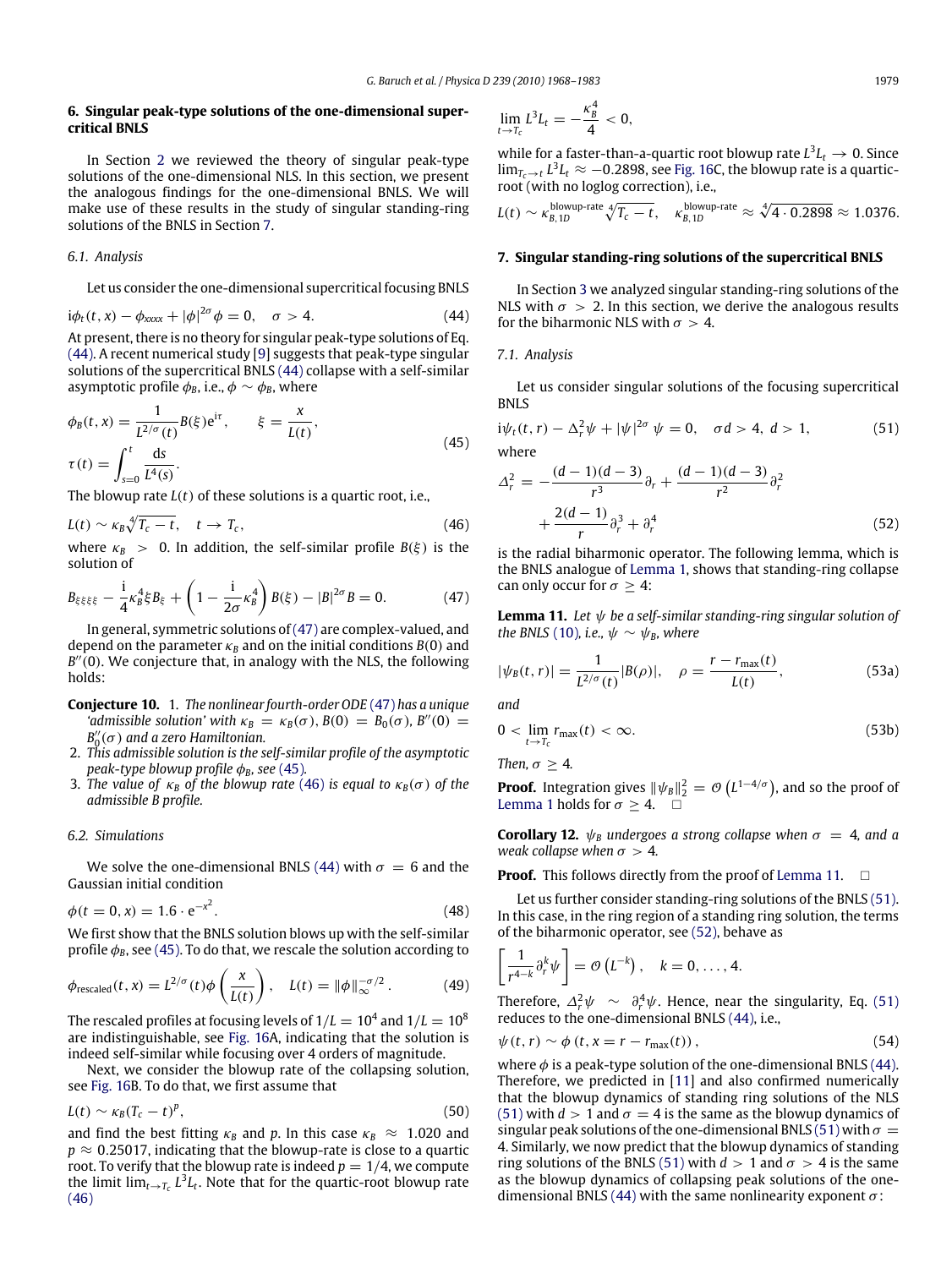## 6. Singular peak-type solutions of the one-dimensional supercritical BNLS

In Section 2 we reviewed the theory of singular peak-type solutions of the one-dimensional NLS. In this section, we present the analogous findings for the one-dimensional BNLS. We will make use of these results in the study of singular standing-ring solutions of the BNLS in Section 7.

### 6.1. Analysis

Let us consider the one-dimensional supercritical focusing BNLS

$$i\phi_t(t,x) - \phi_{xxxx} + |\phi|^{2\sigma}\phi = 0, \quad \sigma > 4. \tag{44}$$

At present, there is no theory for singular peak-type solutions of Eq. (44). A recent numerical study [9] suggests that peak-type singular solutions of the supercritical BNLS (44) collapse with a self-similar asymptotic profile $\phi_B$, i.e., $\phi \sim \phi_B$, where

$$\phi_B(t,x) = \frac{1}{L^{2/\sigma}(t)} B(\xi) e^{i\tau}, \qquad \xi = \frac{x}{L(t)},$$
$$\tau(t) = \int_{s=0}^{t} \frac{ds}{L^4(s)}. \tag{45}$$

The blowup rate $L(t)$ of these solutions is a quartic root, i.e.,

$$L(t) \sim \kappa_B \sqrt[4]{T_c - t}, \quad t \to T_c, \tag{46}$$

where $\kappa_B > 0$. In addition, the self-similar profile $B(\xi)$ is the solution of

$$B_{\xi\xi\xi\xi} - \frac{i}{4}\kappa_B^4 \xi B_\xi + \left(1 - \frac{i}{2\sigma}\kappa_B^4\right) B(\xi) - |B|^{2\sigma} B = 0. \tag{47}$$

In general, symmetric solutions of (47) are complex-valued, and depend on the parameter $\kappa_B$ and on the initial conditions $B(0)$ and $B''(0)$. We conjecture that, in analogy with the NLS, the following holds:

**Conjecture 10.** 1. *The nonlinear fourth-order ODE (47) has a unique 'admissible solution' with $\kappa_B = \kappa_B(\sigma)$, $B(0) = B_0(\sigma)$, $B''(0) = B_0''(\sigma)$ and a zero Hamiltonian.*
2. *This admissible solution is the self-similar profile of the asymptotic peak-type blowup profile $\phi_B$, see (45).*
3. *The value of $\kappa_B$ of the blowup rate (46) is equal to $\kappa_B(\sigma)$ of the admissible B profile.*

### 6.2. Simulations

We solve the one-dimensional BNLS (44) with $\sigma = 6$ and the Gaussian initial condition

$$\phi(t=0,x) = 1.6 \cdot e^{-x^2}. \tag{48}$$

We first show that the BNLS solution blows up with the self-similar profile $\phi_B$, see (45). To do that, we rescale the solution according to

$$\phi_{\text{rescaled}}(t,x) = L^{2/\sigma}(t)\phi\left(\frac{x}{L(t)}\right), \quad L(t) = \|\phi\|_\infty^{-\sigma/2}. \tag{49}$$

The rescaled profiles at focusing levels of $1/L = 10^4$ and $1/L = 10^8$ are indistinguishable, see Fig. 16A, indicating that the solution is indeed self-similar while focusing over 4 orders of magnitude.

Next, we consider the blowup rate of the collapsing solution, see Fig. 16B. To do that, we first assume that

$$L(t) \sim \kappa_B (T_c - t)^p, \tag{50}$$

and find the best fitting $\kappa_B$ and $p$. In this case $\kappa_B \approx 1.020$ and $p \approx 0.25017$, indicating that the blowup-rate is close to a quartic root. To verify that the blowup rate is indeed $p = 1/4$, we compute the limit $\lim_{t\to T_c} L^3 L_t$. Note that for the quartic-root blowup rate (46)

$$\lim_{t \to T_c} L^3 L_t = -\frac{\kappa_B^4}{4} < 0,$$

while for a faster-than-a-quartic root blowup rate $L^3 L_t \to 0$. Since $\lim_{T_c \to t} L^3 L_t \approx -0.2898$, see Fig. 16C, the blowup rate is a quartic-root (with no loglog correction), i.e.,

$$L(t) \sim \kappa_{B,1D}^{\text{blowup-rate}} \sqrt[4]{T_c - t}, \quad \kappa_{B,1D}^{\text{blowup-rate}} \approx \sqrt[4]{4 \cdot 0.2898} \approx 1.0376.$$

## 7. Singular standing-ring solutions of the supercritical BNLS

In Section 3 we analyzed singular standing-ring solutions of the NLS with $\sigma > 2$. In this section, we derive the analogous results for the biharmonic NLS with $\sigma > 4$.

### 7.1. Analysis

Let us consider singular solutions of the focusing supercritical BNLS

$$i\psi_t(t,r) - \Delta_r^2 \psi + |\psi|^{2\sigma}\psi = 0, \quad \sigma d > 4, \ d > 1, \tag{51}$$

where

$$\Delta_r^2 = -\frac{(d-1)(d-3)}{r^3}\partial_r + \frac{(d-1)(d-3)}{r^2}\partial_r^2 + \frac{2(d-1)}{r}\partial_r^3 + \partial_r^4 \tag{52}$$

is the radial biharmonic operator. The following lemma, which is the BNLS analogue of Lemma 1, shows that standing-ring collapse can only occur for $\sigma \ge 4$:

**Lemma 11.** *Let $\psi$ be a self-similar standing-ring singular solution of the BNLS (10), i.e., $\psi \sim \psi_B$, where*

$$|\psi_B(t,r)| = \frac{1}{L^{2/\sigma}(t)}|B(\rho)|, \quad \rho = \frac{r - r_{\max}(t)}{L(t)}, \tag{53a}$$

*and*

$$0 < \lim_{t \to T_c} r_{\max}(t) < \infty. \tag{53b}$$

*Then, $\sigma \ge 4$.*

**Proof.** Integration gives $\|\psi_B\|_2^2 = \mathcal{O}\left(L^{1-4/\sigma}\right)$, and so the proof of Lemma 1 holds for $\sigma \ge 4$. □

**Corollary 12.** *$\psi_B$ undergoes a strong collapse when $\sigma = 4$, and a weak collapse when $\sigma > 4$.*

**Proof.** This follows directly from the proof of Lemma 11. □

Let us further consider standing-ring solutions of the BNLS (51). In this case, in the ring region of a standing ring solution, the terms of the biharmonic operator, see (52), behave as

$$\left[\frac{1}{r^{4-k}}\partial_r^k \psi\right] = \mathcal{O}\left(L^{-k}\right), \quad k = 0, \ldots, 4.$$

Therefore, $\Delta_r^2 \psi \sim \partial_r^4 \psi$. Hence, near the singularity, Eq. (51) reduces to the one-dimensional BNLS (44), i.e.,

$$\psi(t,r) \sim \phi\left(t, x = r - r_{\max}(t)\right), \tag{54}$$

where $\phi$ is a peak-type solution of the one-dimensional BNLS (44). Therefore, we predicted in [11] and also confirmed numerically that the blowup dynamics of standing ring solutions of the NLS (51) with $d > 1$ and $\sigma = 4$ is the same as the blowup dynamics of singular peak solutions of the one-dimensional BNLS (51) with $\sigma = 4$. Similarly, we now predict that the blowup dynamics of standing ring solutions of the BNLS (51) with $d > 1$ and $\sigma > 4$ is the same as the blowup dynamics of collapsing peak solutions of the one-dimensional BNLS (44) with the same nonlinearity exponent $\sigma$: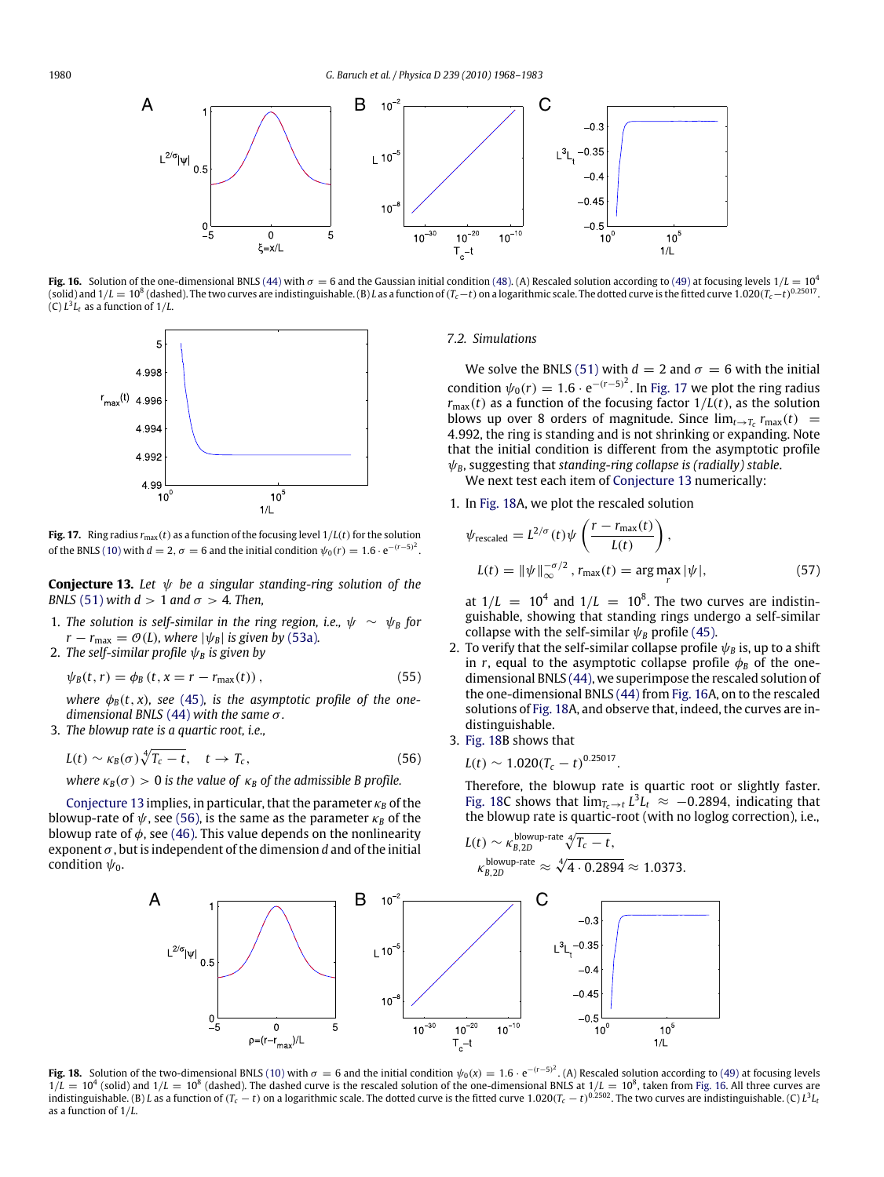**Fig. 16.** Solution of the one-dimensional BNLS (44) with $\sigma = 6$ and the Gaussian initial condition (48). (A) Rescaled solution according to (49) at focusing levels $1/L = 10^4$ (solid) and $1/L = 10^8$ (dashed). The two curves are indistinguishable. (B) $L$ as a function of $(T_c - t)$ on a logarithmic scale. The dotted curve is the fitted curve $1.020(T_c - t)^{0.25017}$. (C) $L^3 L_t$ as a function of $1/L$.

**Fig. 17.** Ring radius $r_{\max}(t)$ as a function of the focusing level $1/L(t)$ for the solution of the BNLS (10) with $d = 2$, $\sigma = 6$ and the initial condition $\psi_0(r) = 1.6 \cdot e^{-(r-5)^2}$.

**Conjecture 13.** *Let $\psi$ be a singular standing-ring solution of the BNLS (51) with $d > 1$ and $\sigma > 4$. Then,*

1. *The solution is self-similar in the ring region, i.e., $\psi \sim \psi_B$ for $r - r_{\max} = \mathcal{O}(L)$, where $|\psi_B|$ is given by (53a).*
2. *The self-similar profile $\psi_B$ is given by*

$$\psi_B(t, r) = \phi_B(t, x = r - r_{\max}(t)), \tag{55}$$

*where $\phi_B(t, x)$, see (45), is the asymptotic profile of the one-dimensional BNLS (44) with the same $\sigma$.*

3. *The blowup rate is a quartic root, i.e.,*

$$L(t) \sim \kappa_B(\sigma) \sqrt[4]{T_c - t}, \quad t \to T_c, \tag{56}$$

*where $\kappa_B(\sigma) > 0$ is the value of $\kappa_B$ of the admissible B profile.*

Conjecture 13 implies, in particular, that the parameter $\kappa_B$ of the blowup-rate of $\psi$, see (56), is the same as the parameter $\kappa_B$ of the blowup rate of $\phi$, see (46). This value depends on the nonlinearity exponent $\sigma$, but is independent of the dimension $d$ and of the initial condition $\psi_0$.

### 7.2. Simulations

We solve the BNLS (51) with $d = 2$ and $\sigma = 6$ with the initial condition $\psi_0(r) = 1.6 \cdot e^{-(r-5)^2}$. In Fig. 17 we plot the ring radius $r_{\max}(t)$ as a function of the focusing factor $1/L(t)$, as the solution blows up over 8 orders of magnitude. Since $\lim_{t \to T_c} r_{\max}(t) = 4.992$, the ring is standing and is not shrinking or expanding. Note that the initial condition is different from the asymptotic profile $\psi_B$, suggesting that *standing-ring collapse is (radially) stable.*

We next test each item of Conjecture 13 numerically:

1. In Fig. 18A, we plot the rescaled solution

$$\psi_{\text{rescaled}} = L^{2/\sigma}(t) \psi \left( \frac{r - r_{\max}(t)}{L(t)} \right),$$
$$L(t) = \|\psi\|_\infty^{-\sigma/2}, \; r_{\max}(t) = \arg\max_r |\psi|, \tag{57}$$

at $1/L = 10^4$ and $1/L = 10^8$. The two curves are indistinguishable, showing that standing rings undergo a self-similar collapse with the self-similar $\psi_B$ profile (45).

2. To verify that the self-similar collapse profile $\psi_B$ is, up to a shift in $r$, equal to the asymptotic collapse profile $\phi_B$ of the one-dimensional BNLS (44), we superimpose the rescaled solution of the one-dimensional BNLS (44) from Fig. 16A, on to the rescaled solutions of Fig. 18A, and observe that, indeed, the curves are indistinguishable.

3. Fig. 18B shows that

$$L(t) \sim 1.020(T_c - t)^{0.25017}.$$

Therefore, the blowup rate is quartic root or slightly faster. Fig. 18C shows that $\lim_{T_c \to t} L^3 L_t \approx -0.2894$, indicating that the blowup rate is quartic-root (with no loglog correction), i.e.,

$$L(t) \sim \kappa_{B,2D}^{\text{blowup-rate}} \sqrt[4]{T_c - t},$$
$$\kappa_{B,2D}^{\text{blowup-rate}} \approx \sqrt[4]{4 \cdot 0.2894} \approx 1.0373.$$

**Fig. 18.** Solution of the two-dimensional BNLS (10) with $\sigma = 6$ and the initial condition $\psi_0(x) = 1.6 \cdot e^{-(r-5)^2}$. (A) Rescaled solution according to (49) at focusing levels $1/L = 10^4$ (solid) and $1/L = 10^8$ (dashed). The dashed curve is the rescaled solution of the one-dimensional BNLS at $1/L = 10^8$, taken from Fig. 16. All three curves are indistinguishable. (B) $L$ as a function of $(T_c - t)$ on a logarithmic scale. The dotted curve is the fitted curve $1.020(T_c - t)^{0.2502}$. The two curves are indistinguishable. (C) $L^3 L_t$ as a function of $1/L$.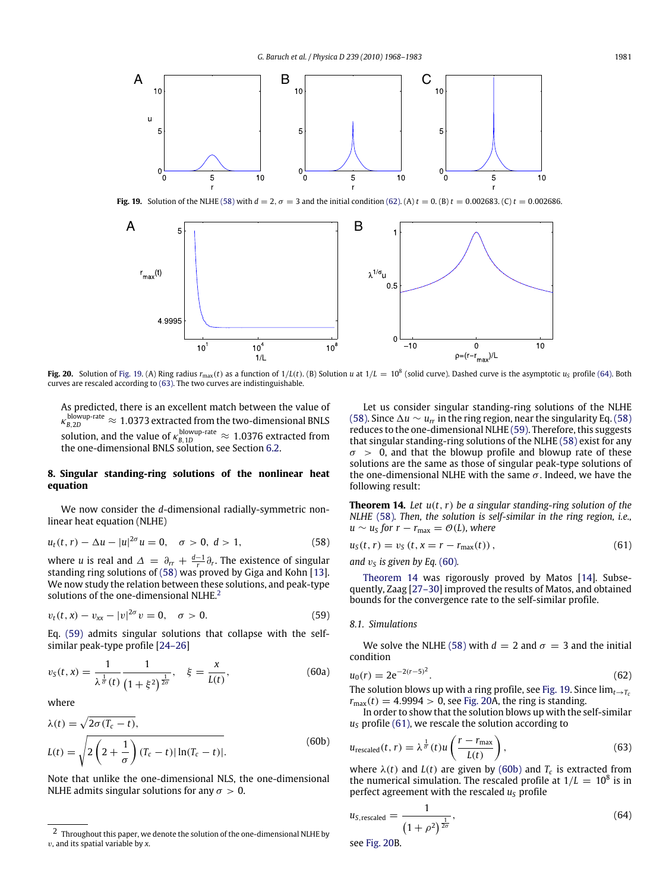**Fig. 19.** Solution of the NLHE (58) with $d = 2$, $\sigma = 3$ and the initial condition (62). (A) $t = 0$. (B) $t = 0.002683$. (C) $t = 0.002686$.

**Fig. 20.** Solution of Fig. 19. (A) Ring radius $r_{max}(t)$ as a function of $1/L(t)$. (B) Solution $u$ at $1/L = 10^8$ (solid curve). Dashed curve is the asymptotic $u_S$ profile (64). Both curves are rescaled according to (63). The two curves are indistinguishable.

As predicted, there is an excellent match between the value of $\kappa^{\text{blowup-rate}}_{B,2D} \approx 1.0373$ extracted from the two-dimensional BNLS solution, and the value of $\kappa^{\text{blowup-rate}}_{B,1D} \approx 1.0376$ extracted from the one-dimensional BNLS solution, see Section 6.2.

## 8. Singular standing-ring solutions of the nonlinear heat equation

We now consider the $d$-dimensional radially-symmetric nonlinear heat equation (NLHE)

$$u_t(t, r) - \Delta u - |u|^{2\sigma} u = 0, \quad \sigma > 0,\ d > 1, \tag{58}$$

where $u$ is real and $\Delta = \partial_{rr} + \frac{d-1}{r}\partial_r$. The existence of singular standing ring solutions of (58) was proved by Giga and Kohn [13]. We now study the relation between these solutions, and peak-type solutions of the one-dimensional NLHE.[2]

$$v_t(t, x) - v_{xx} - |v|^{2\sigma} v = 0, \quad \sigma > 0. \tag{59}$$

Eq. (59) admits singular solutions that collapse with the self-similar peak-type profile [24–26]

$$v_S(t, x) = \frac{1}{\lambda^{\frac{1}{\sigma}}(t)} \frac{1}{\left(1 + \xi^2\right)^{\frac{1}{2\sigma}}}, \quad \xi = \frac{x}{L(t)}, \tag{60a}$$

where

$$\lambda(t) = \sqrt{2\sigma (T_c - t)},$$
$$L(t) = \sqrt{2\left(2 + \frac{1}{\sigma}\right)(T_c - t)|\ln(T_c - t)|}. \tag{60b}$$

Note that unlike the one-dimensional NLS, the one-dimensional NLHE admits singular solutions for any $\sigma > 0$.

Let us consider singular standing-ring solutions of the NLHE (58). Since $\Delta u \sim u_{rr}$ in the ring region, near the singularity Eq. (58) reduces to the one-dimensional NLHE (59). Therefore, this suggests that singular standing-ring solutions of the NLHE (58) exist for any $\sigma > 0$, and that the blowup profile and blowup rate of these solutions are the same as those of singular peak-type solutions of the one-dimensional NLHE with the same $\sigma$. Indeed, we have the following result:

**Theorem 14.** *Let $u(t, r)$ be a singular standing-ring solution of the NLHE (58). Then, the solution is self-similar in the ring region, i.e., $u \sim u_S$ for $r - r_{max} = \mathcal{O}(L)$, where*

$$u_S(t, r) = v_S\left(t, x = r - r_{max}(t)\right), \tag{61}$$

*and $v_S$ is given by Eq. (60).*

Theorem 14 was rigorously proved by Matos [14]. Subsequently, Zaag [27–30] improved the results of Matos, and obtained bounds for the convergence rate to the self-similar profile.

### 8.1. Simulations

We solve the NLHE (58) with $d = 2$ and $\sigma = 3$ and the initial condition

$$u_0(r) = 2e^{-2(r-5)^2}. \tag{62}$$

The solution blows up with a ring profile, see Fig. 19. Since $\lim_{t\to T_c} r_{max}(t) = 4.9994 > 0$, see Fig. 20A, the ring is standing.

In order to show that the solution blows up with the self-similar $u_S$ profile (61), we rescale the solution according to

$$u_{\text{rescaled}}(t, r) = \lambda^{\frac{1}{\sigma}}(t) u\left(\frac{r - r_{max}}{L(t)}\right), \tag{63}$$

where $\lambda(t)$ and $L(t)$ are given by (60b) and $T_c$ is extracted from the numerical simulation. The rescaled profile at $1/L = 10^8$ is in perfect agreement with the rescaled $u_S$ profile

$$u_{S,\text{rescaled}} = \frac{1}{\left(1 + \rho^2\right)^{\frac{1}{2\sigma}}}, \tag{64}$$

see Fig. 20B.

---

[2] Throughout this paper, we denote the solution of the one-dimensional NLHE by $v$, and its spatial variable by $x$.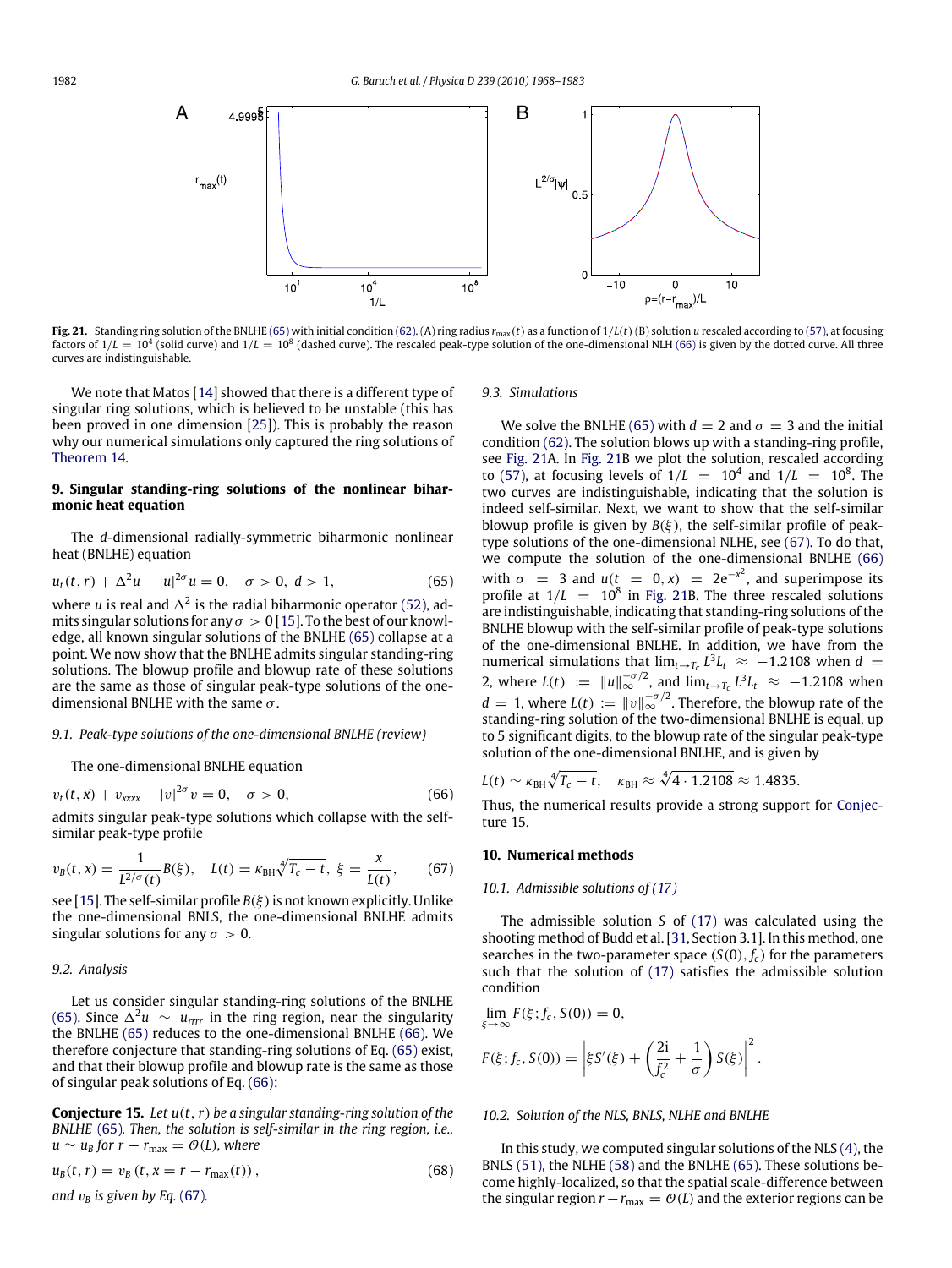**Fig. 21.** Standing ring solution of the BNLHE (65) with initial condition (62). (A) ring radius $r_{\max}(t)$ as a function of $1/L(t)$ (B) solution $u$ rescaled according to (57), at focusing factors of $1/L = 10^4$ (solid curve) and $1/L = 10^8$ (dashed curve). The rescaled peak-type solution of the one-dimensional NLH (66) is given by the dotted curve. All three curves are indistinguishable.

We note that Matos [14] showed that there is a different type of singular ring solutions, which is believed to be unstable (this has been proved in one dimension [25]). This is probably the reason why our numerical simulations only captured the ring solutions of Theorem 14.

## 9. Singular standing-ring solutions of the nonlinear biharmonic heat equation

The $d$-dimensional radially-symmetric biharmonic nonlinear heat (BNLHE) equation

$$u_t(t, r) + \Delta^2 u - |u|^{2\sigma} u = 0, \quad \sigma > 0, \ d > 1, \tag{65}$$

where $u$ is real and $\Delta^2$ is the radial biharmonic operator (52), admits singular solutions for any $\sigma > 0$ [15]. To the best of our knowledge, all known singular solutions of the BNLHE (65) collapse at a point. We now show that the BNLHE admits singular standing-ring solutions. The blowup profile and blowup rate of these solutions are the same as those of singular peak-type solutions of the one-dimensional BNLHE with the same $\sigma$.

### 9.1. Peak-type solutions of the one-dimensional BNLHE (review)

The one-dimensional BNLHE equation

$$v_t(t, x) + v_{xxxx} - |v|^{2\sigma} v = 0, \quad \sigma > 0, \tag{66}$$

admits singular peak-type solutions which collapse with the self-similar peak-type profile

$$v_B(t, x) = \frac{1}{L^{2/\sigma}(t)} B(\xi), \quad L(t) = \kappa_{\rm BH} \sqrt[4]{T_c - t}, \ \xi = \frac{x}{L(t)}, \tag{67}$$

see [15]. The self-similar profile $B(\xi)$ is not known explicitly. Unlike the one-dimensional BNLS, the one-dimensional BNLHE admits singular solutions for any $\sigma > 0$.

### 9.2. Analysis

Let us consider singular standing-ring solutions of the BNLHE (65). Since $\Delta^2 u \sim u_{rrrr}$ in the ring region, near the singularity the BNLHE (65) reduces to the one-dimensional BNLHE (66). We therefore conjecture that standing-ring solutions of Eq. (65) exist, and that their blowup profile and blowup rate is the same as those of singular peak solutions of Eq. (66):

**Conjecture 15.** *Let $u(t, r)$ be a singular standing-ring solution of the BNLHE (65). Then, the solution is self-similar in the ring region, i.e., $u \sim u_B$ for $r - r_{\max} = \mathcal{O}(L)$, where*

$$u_B(t, r) = v_B(t, x = r - r_{\max}(t)), \tag{68}$$

*and $v_B$ is given by Eq. (67).*

### 9.3. Simulations

We solve the BNLHE (65) with $d = 2$ and $\sigma = 3$ and the initial condition (62). The solution blows up with a standing-ring profile, see Fig. 21A. In Fig. 21B we plot the solution, rescaled according to (57), at focusing levels of $1/L = 10^4$ and $1/L = 10^8$. The two curves are indistinguishable, indicating that the solution is indeed self-similar. Next, we want to show that the self-similar blowup profile is given by $B(\xi)$, the self-similar profile of peak-type solutions of the one-dimensional NLHE, see (67). To do that, we compute the solution of the one-dimensional BNLHE (66) with $\sigma = 3$ and $u(t = 0, x) = 2e^{-x^2}$, and superimpose its profile at $1/L = 10^8$ in Fig. 21B. The three rescaled solutions are indistinguishable, indicating that standing-ring solutions of the BNLHE blowup with the self-similar profile of peak-type solutions of the one-dimensional BNLHE. In addition, we have from the numerical simulations that $\lim_{t \to T_c} L^3 L_t \approx -1.2108$ when $d = 2$, where $L(t) := \|u\|_\infty^{-\sigma/2}$, and $\lim_{t \to T_c} L^3 L_t \approx -1.2108$ when $d = 1$, where $L(t) := \|v\|_\infty^{-\sigma/2}$. Therefore, the blowup rate of the standing-ring solution of the two-dimensional BNLHE is equal, up to 5 significant digits, to the blowup rate of the singular peak-type solution of the one-dimensional BNLHE, and is given by

$$L(t) \sim \kappa_{\rm BH} \sqrt[4]{T_c - t}, \quad \kappa_{\rm BH} \approx \sqrt[4]{4 \cdot 1.2108} \approx 1.4835.$$

Thus, the numerical results provide a strong support for Conjecture 15.

## 10. Numerical methods

### 10.1. Admissible solutions of (17)

The admissible solution $S$ of (17) was calculated using the shooting method of Budd et al. [31, Section 3.1]. In this method, one searches in the two-parameter space $(S(0), f_c)$ for the parameters such that the solution of (17) satisfies the admissible solution condition

$$\lim_{\xi \to \infty} F(\xi; f_c, S(0)) = 0,$$

$$F(\xi; f_c, S(0)) = \left| \xi S'(\xi) + \left( \frac{2i}{f_c^2} + \frac{1}{\sigma} \right) S(\xi) \right|^2.$$

### 10.2. Solution of the NLS, BNLS, NLHE and BNLHE

In this study, we computed singular solutions of the NLS (4), the BNLS (51), the NLHE (58) and the BNLHE (65). These solutions become highly-localized, so that the spatial scale-difference between the singular region $r - r_{\max} = \mathcal{O}(L)$ and the exterior regions can be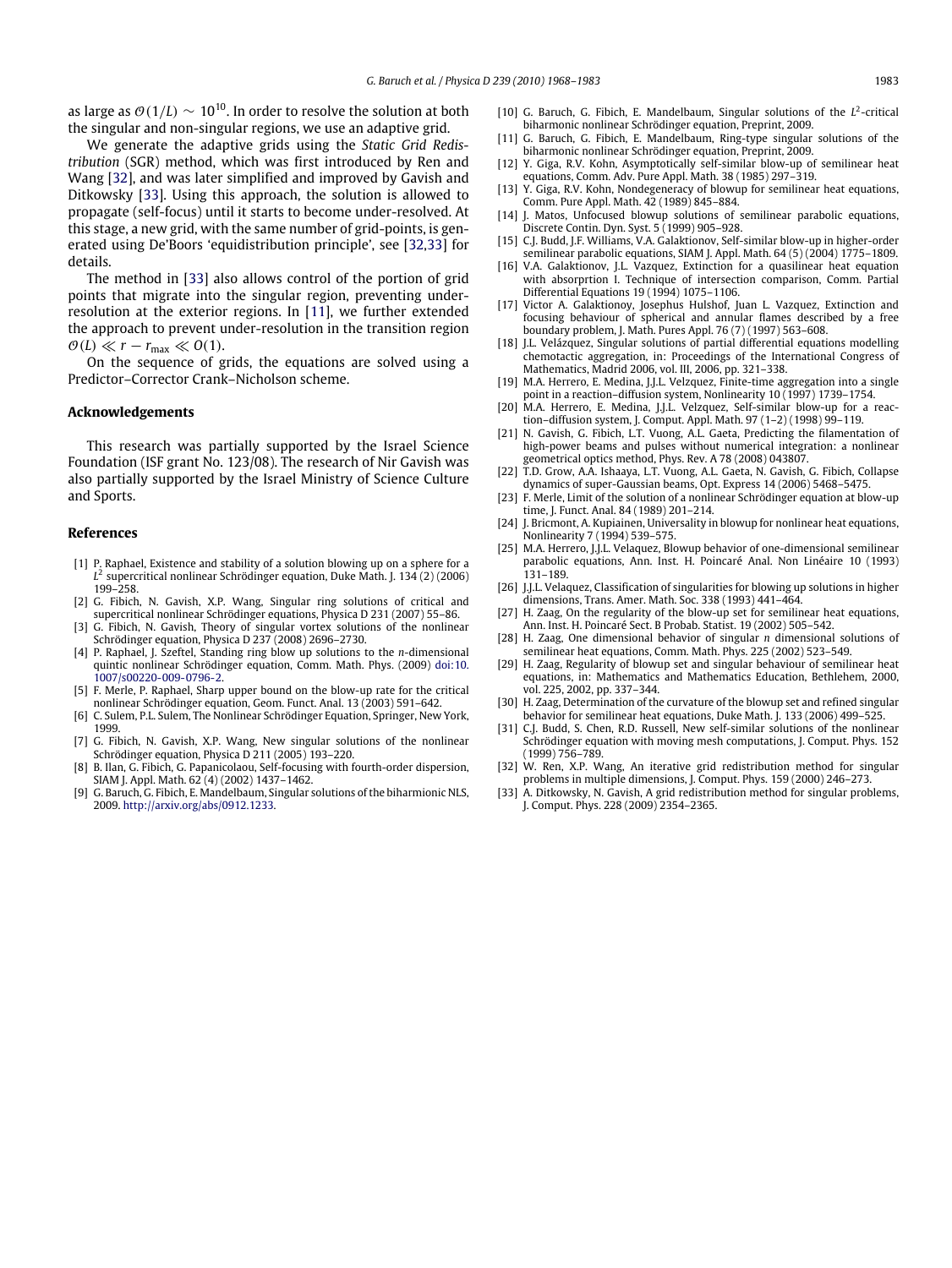as large as $\mathcal{O}(1/L) \sim 10^{10}$. In order to resolve the solution at both the singular and non-singular regions, we use an adaptive grid.

We generate the adaptive grids using the *Static Grid Redistribution* (SGR) method, which was first introduced by Ren and Wang [32], and was later simplified and improved by Gavish and Ditkowsky [33]. Using this approach, the solution is allowed to propagate (self-focus) until it starts to become under-resolved. At this stage, a new grid, with the same number of grid-points, is generated using De'Boors 'equidistribution principle', see [32,33] for details.

The method in [33] also allows control of the portion of grid points that migrate into the singular region, preventing under-resolution at the exterior regions. In [11], we further extended the approach to prevent under-resolution in the transition region $\mathcal{O}(L) \ll r - r_{\max} \ll O(1)$.

On the sequence of grids, the equations are solved using a Predictor–Corrector Crank–Nicholson scheme.

## Acknowledgements

This research was partially supported by the Israel Science Foundation (ISF grant No. 123/08). The research of Nir Gavish was also partially supported by the Israel Ministry of Science Culture and Sports.

## References

[1] P. Raphael, Existence and stability of a solution blowing up on a sphere for a $L^2$ supercritical nonlinear Schrödinger equation, Duke Math. J. 134 (2) (2006) 199–258.

[2] G. Fibich, N. Gavish, X.P. Wang, Singular ring solutions of critical and supercritical nonlinear Schrödinger equations, Physica D 231 (2007) 55–86.

[3] G. Fibich, N. Gavish, Theory of singular vortex solutions of the nonlinear Schrödinger equation, Physica D 237 (2008) 2696–2730.

[4] P. Raphael, J. Szeftel, Standing ring blow up solutions to the $n$-dimensional quintic nonlinear Schrödinger equation, Comm. Math. Phys. (2009) doi:10.1007/s00220-009-0796-2.

[5] F. Merle, P. Raphael, Sharp upper bound on the blow-up rate for the critical nonlinear Schrödinger equation, Geom. Funct. Anal. 13 (2003) 591–642.

[6] C. Sulem, P.L. Sulem, The Nonlinear Schrödinger Equation, Springer, New York, 1999.

[7] G. Fibich, N. Gavish, X.P. Wang, New singular solutions of the nonlinear Schrödinger equation, Physica D 211 (2005) 193–220.

[8] B. Ilan, G. Fibich, G. Papanicolaou, Self-focusing with fourth-order dispersion, SIAM J. Appl. Math. 62 (4) (2002) 1437–1462.

[9] G. Baruch, G. Fibich, E. Mandelbaum, Singular solutions of the biharmionic NLS, 2009. http://arxiv.org/abs/0912.1233.

[10] G. Baruch, G. Fibich, E. Mandelbaum, Singular solutions of the $L^2$-critical biharmonic nonlinear Schrödinger equation, Preprint, 2009.

[11] G. Baruch, G. Fibich, E. Mandelbaum, Ring-type singular solutions of the biharmonic nonlinear Schrödinger equation, Preprint, 2009.

[12] Y. Giga, R.V. Kohn, Asymptotically self-similar blow-up of semilinear heat equations, Comm. Adv. Pure Appl. Math. 38 (1985) 297–319.

[13] Y. Giga, R.V. Kohn, Nondegeneracy of blowup for semilinear heat equations, Comm. Pure Appl. Math. 42 (1989) 845–884.

[14] J. Matos, Unfocused blowup solutions of semilinear parabolic equations, Discrete Contin. Dyn. Syst. 5 (1999) 905–928.

[15] C.J. Budd, J.F. Williams, V.A. Galaktionov, Self-similar blow-up in higher-order semilinear parabolic equations, SIAM J. Appl. Math. 64 (5) (2004) 1775–1809.

[16] V.A. Galaktionov, J.L. Vazquez, Extinction for a quasilinear heat equation with absorprtion I. Technique of intersection comparison, Comm. Partial Differential Equations 19 (1994) 1075–1106.

[17] Victor A. Galaktionoy, Josephus Hulshof, Juan L. Vazquez, Extinction and focusing behaviour of spherical and annular flames described by a free boundary problem, J. Math. Pures Appl. 76 (7) (1997) 563–608.

[18] J.L. Velázquez, Singular solutions of partial differential equations modelling chemotactic aggregation, in: Proceedings of the International Congress of Mathematics, Madrid 2006, vol. III, 2006, pp. 321–338.

[19] M.A. Herrero, E. Medina, J.J.L. Velzquez, Finite-time aggregation into a single point in a reaction–diffusion system, Nonlinearity 10 (1997) 1739–1754.

[20] M.A. Herrero, E. Medina, J.J.L. Velzquez, Self-similar blow-up for a reaction–diffusion system, J. Comput. Appl. Math. 97 (1–2) (1998) 99–119.

[21] N. Gavish, G. Fibich, L.T. Vuong, A.L. Gaeta, Predicting the filamentation of high-power beams and pulses without numerical integration: a nonlinear geometrical optics method, Phys. Rev. A 78 (2008) 043807.

[22] T.D. Grow, A.A. Ishaaya, L.T. Vuong, A.L. Gaeta, N. Gavish, G. Fibich, Collapse dynamics of super-Gaussian beams, Opt. Express 14 (2006) 5468–5475.

[23] F. Merle, Limit of the solution of a nonlinear Schrödinger equation at blow-up time, J. Funct. Anal. 84 (1989) 201–214.

[24] J. Bricmont, A. Kupiainen, Universality in blowup for nonlinear heat equations, Nonlinearity 7 (1994) 539–575.

[25] M.A. Herrero, J.J.L. Velaquez, Blowup behavior of one-dimensional semilinear parabolic equations, Ann. Inst. H. Poincaré Anal. Non Linéaire 10 (1993) 131–189.

[26] J.J.L. Velaquez, Classification of singularities for blowing up solutions in higher dimensions, Trans. Amer. Math. Soc. 338 (1993) 441–464.

[27] H. Zaag, On the regularity of the blow-up set for semilinear heat equations, Ann. Inst. H. Poincaré Sect. B Probab. Statist. 19 (2002) 505–542.

[28] H. Zaag, One dimensional behavior of singular $n$ dimensional solutions of semilinear heat equations, Comm. Math. Phys. 225 (2002) 523–549.

[29] H. Zaag, Regularity of blowup set and singular behaviour of semilinear heat equations, in: Mathematics and Mathematics Education, Bethlehem, 2000, vol. 225, 2002, pp. 337–344.

[30] H. Zaag, Determination of the curvature of the blowup set and refined singular behavior for semilinear heat equations, Duke Math. J. 133 (2006) 499–525.

[31] C.J. Budd, S. Chen, R.D. Russell, New self-similar solutions of the nonlinear Schrödinger equation with moving mesh computations, J. Comput. Phys. 152 (1999) 756–789.

[32] W. Ren, X.P. Wang, An iterative grid redistribution method for singular problems in multiple dimensions, J. Comput. Phys. 159 (2000) 246–273.

[33] A. Ditkowsky, N. Gavish, A grid redistribution method for singular problems, J. Comput. Phys. 228 (2009) 2354–2365.